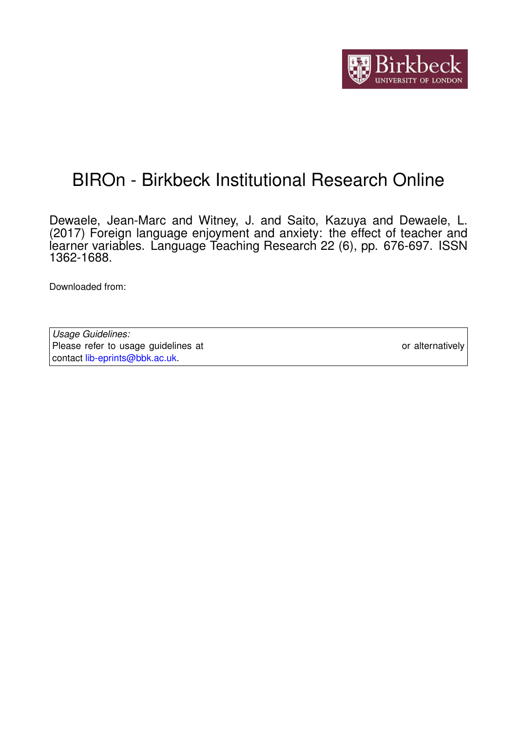# BIROn - Birkbeck Institutional Research Online

Dewaele, Jean-Marc and Witney, J. and Saito, Kazuya and Dewaele, L. (2017) Foreign language enjoyment and anxiety: the effect of teacher and learner variables. Language Teaching Research 22 (6), pp. 676-697. ISSN 1362-1688.

Downloaded from:

*Usage Guidelines:*
Please refer to usage guidelines at or alternatively contact lib-eprints@bbk.ac.uk.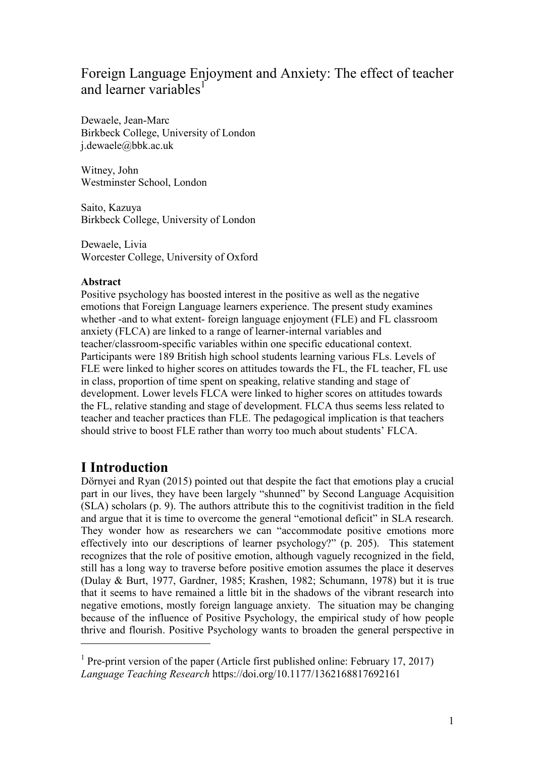# Foreign Language Enjoyment and Anxiety: The effect of teacher and learner variables[1]

Dewaele, Jean-Marc
Birkbeck College, University of London
j.dewaele@bbk.ac.uk

Witney, John
Westminster School, London

Saito, Kazuya
Birkbeck College, University of London

Dewaele, Livia
Worcester College, University of Oxford

**Abstract**

Positive psychology has boosted interest in the positive as well as the negative emotions that Foreign Language learners experience. The present study examines whether -and to what extent- foreign language enjoyment (FLE) and FL classroom anxiety (FLCA) are linked to a range of learner-internal variables and teacher/classroom-specific variables within one specific educational context. Participants were 189 British high school students learning various FLs. Levels of FLE were linked to higher scores on attitudes towards the FL, the FL teacher, FL use in class, proportion of time spent on speaking, relative standing and stage of development. Lower levels FLCA were linked to higher scores on attitudes towards the FL, relative standing and stage of development. FLCA thus seems less related to teacher and teacher practices than FLE. The pedagogical implication is that teachers should strive to boost FLE rather than worry too much about students' FLCA.

# I Introduction

Dörnyei and Ryan (2015) pointed out that despite the fact that emotions play a crucial part in our lives, they have been largely "shunned" by Second Language Acquisition (SLA) scholars (p. 9). The authors attribute this to the cognitivist tradition in the field and argue that it is time to overcome the general "emotional deficit" in SLA research. They wonder how as researchers we can "accommodate positive emotions more effectively into our descriptions of learner psychology?" (p. 205). This statement recognizes that the role of positive emotion, although vaguely recognized in the field, still has a long way to traverse before positive emotion assumes the place it deserves (Dulay & Burt, 1977, Gardner, 1985; Krashen, 1982; Schumann, 1978) but it is true that it seems to have remained a little bit in the shadows of the vibrant research into negative emotions, mostly foreign language anxiety. The situation may be changing because of the influence of Positive Psychology, the empirical study of how people thrive and flourish. Positive Psychology wants to broaden the general perspective in

---

[1] Pre-print version of the paper (Article first published online: February 17, 2017) *Language Teaching Research* https://doi.org/10.1177/1362168817692161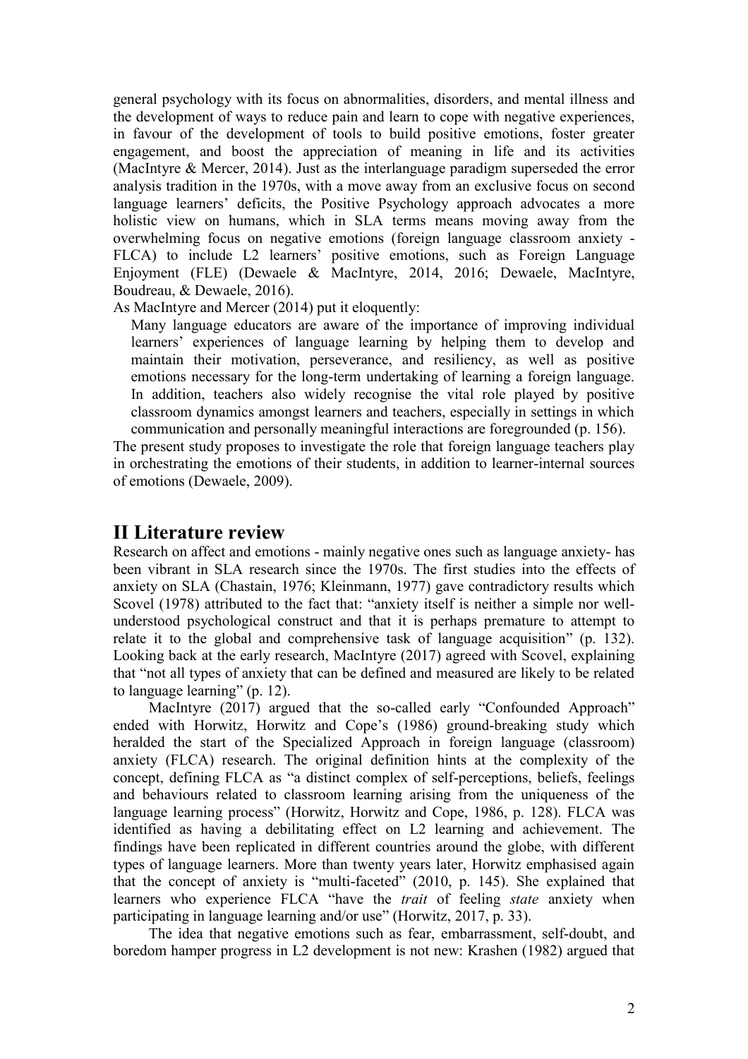general psychology with its focus on abnormalities, disorders, and mental illness and the development of ways to reduce pain and learn to cope with negative experiences, in favour of the development of tools to build positive emotions, foster greater engagement, and boost the appreciation of meaning in life and its activities (MacIntyre & Mercer, 2014). Just as the interlanguage paradigm superseded the error analysis tradition in the 1970s, with a move away from an exclusive focus on second language learners' deficits, the Positive Psychology approach advocates a more holistic view on humans, which in SLA terms means moving away from the overwhelming focus on negative emotions (foreign language classroom anxiety - FLCA) to include L2 learners' positive emotions, such as Foreign Language Enjoyment (FLE) (Dewaele & MacIntyre, 2014, 2016; Dewaele, MacIntyre, Boudreau, & Dewaele, 2016).

As MacIntyre and Mercer (2014) put it eloquently:

> Many language educators are aware of the importance of improving individual learners' experiences of language learning by helping them to develop and maintain their motivation, perseverance, and resiliency, as well as positive emotions necessary for the long-term undertaking of learning a foreign language. In addition, teachers also widely recognise the vital role played by positive classroom dynamics amongst learners and teachers, especially in settings in which communication and personally meaningful interactions are foregrounded (p. 156).

The present study proposes to investigate the role that foreign language teachers play in orchestrating the emotions of their students, in addition to learner-internal sources of emotions (Dewaele, 2009).

## II Literature review

Research on affect and emotions - mainly negative ones such as language anxiety- has been vibrant in SLA research since the 1970s. The first studies into the effects of anxiety on SLA (Chastain, 1976; Kleinmann, 1977) gave contradictory results which Scovel (1978) attributed to the fact that: "anxiety itself is neither a simple nor well-understood psychological construct and that it is perhaps premature to attempt to relate it to the global and comprehensive task of language acquisition" (p. 132). Looking back at the early research, MacIntyre (2017) agreed with Scovel, explaining that "not all types of anxiety that can be defined and measured are likely to be related to language learning" (p. 12).

MacIntyre (2017) argued that the so-called early "Confounded Approach" ended with Horwitz, Horwitz and Cope's (1986) ground-breaking study which heralded the start of the Specialized Approach in foreign language (classroom) anxiety (FLCA) research. The original definition hints at the complexity of the concept, defining FLCA as "a distinct complex of self-perceptions, beliefs, feelings and behaviours related to classroom learning arising from the uniqueness of the language learning process" (Horwitz, Horwitz and Cope, 1986, p. 128). FLCA was identified as having a debilitating effect on L2 learning and achievement. The findings have been replicated in different countries around the globe, with different types of language learners. More than twenty years later, Horwitz emphasised again that the concept of anxiety is "multi-faceted" (2010, p. 145). She explained that learners who experience FLCA "have the *trait* of feeling *state* anxiety when participating in language learning and/or use" (Horwitz, 2017, p. 33).

The idea that negative emotions such as fear, embarrassment, self-doubt, and boredom hamper progress in L2 development is not new: Krashen (1982) argued that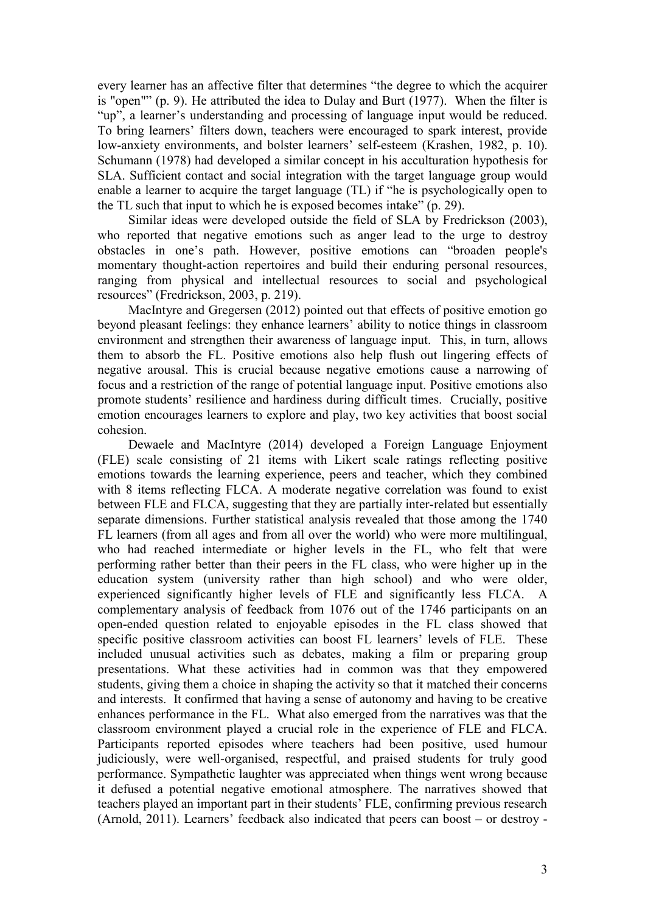every learner has an affective filter that determines “the degree to which the acquirer is "open"” (p. 9). He attributed the idea to Dulay and Burt (1977). When the filter is “up”, a learner’s understanding and processing of language input would be reduced. To bring learners’ filters down, teachers were encouraged to spark interest, provide low-anxiety environments, and bolster learners’ self-esteem (Krashen, 1982, p. 10). Schumann (1978) had developed a similar concept in his acculturation hypothesis for SLA. Sufficient contact and social integration with the target language group would enable a learner to acquire the target language (TL) if “he is psychologically open to the TL such that input to which he is exposed becomes intake” (p. 29).

Similar ideas were developed outside the field of SLA by Fredrickson (2003), who reported that negative emotions such as anger lead to the urge to destroy obstacles in one’s path. However, positive emotions can “broaden people's momentary thought-action repertoires and build their enduring personal resources, ranging from physical and intellectual resources to social and psychological resources” (Fredrickson, 2003, p. 219).

MacIntyre and Gregersen (2012) pointed out that effects of positive emotion go beyond pleasant feelings: they enhance learners’ ability to notice things in classroom environment and strengthen their awareness of language input. This, in turn, allows them to absorb the FL. Positive emotions also help flush out lingering effects of negative arousal. This is crucial because negative emotions cause a narrowing of focus and a restriction of the range of potential language input. Positive emotions also promote students’ resilience and hardiness during difficult times. Crucially, positive emotion encourages learners to explore and play, two key activities that boost social cohesion.

Dewaele and MacIntyre (2014) developed a Foreign Language Enjoyment (FLE) scale consisting of 21 items with Likert scale ratings reflecting positive emotions towards the learning experience, peers and teacher, which they combined with 8 items reflecting FLCA. A moderate negative correlation was found to exist between FLE and FLCA, suggesting that they are partially inter-related but essentially separate dimensions. Further statistical analysis revealed that those among the 1740 FL learners (from all ages and from all over the world) who were more multilingual, who had reached intermediate or higher levels in the FL, who felt that were performing rather better than their peers in the FL class, who were higher up in the education system (university rather than high school) and who were older, experienced significantly higher levels of FLE and significantly less FLCA. A complementary analysis of feedback from 1076 out of the 1746 participants on an open-ended question related to enjoyable episodes in the FL class showed that specific positive classroom activities can boost FL learners’ levels of FLE. These included unusual activities such as debates, making a film or preparing group presentations. What these activities had in common was that they empowered students, giving them a choice in shaping the activity so that it matched their concerns and interests. It confirmed that having a sense of autonomy and having to be creative enhances performance in the FL. What also emerged from the narratives was that the classroom environment played a crucial role in the experience of FLE and FLCA. Participants reported episodes where teachers had been positive, used humour judiciously, were well-organised, respectful, and praised students for truly good performance. Sympathetic laughter was appreciated when things went wrong because it defused a potential negative emotional atmosphere. The narratives showed that teachers played an important part in their students’ FLE, confirming previous research (Arnold, 2011). Learners’ feedback also indicated that peers can boost – or destroy -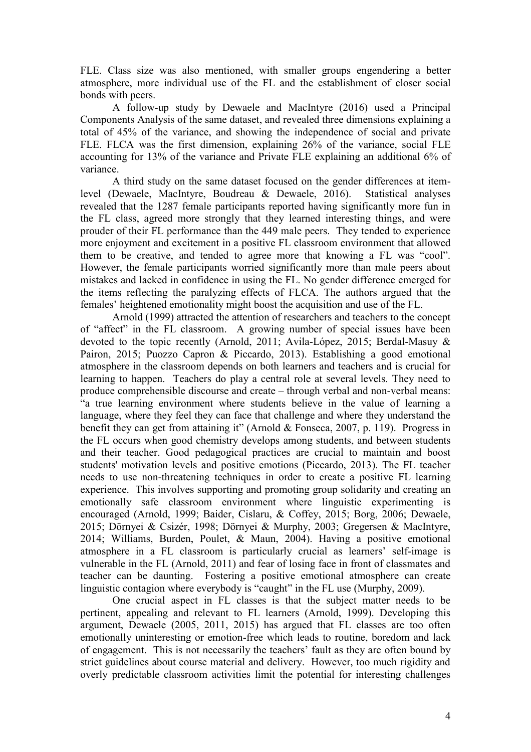FLE. Class size was also mentioned, with smaller groups engendering a better atmosphere, more individual use of the FL and the establishment of closer social bonds with peers.

A follow-up study by Dewaele and MacIntyre (2016) used a Principal Components Analysis of the same dataset, and revealed three dimensions explaining a total of 45% of the variance, and showing the independence of social and private FLE. FLCA was the first dimension, explaining 26% of the variance, social FLE accounting for 13% of the variance and Private FLE explaining an additional 6% of variance.

A third study on the same dataset focused on the gender differences at item-level (Dewaele, MacIntyre, Boudreau & Dewaele, 2016). Statistical analyses revealed that the 1287 female participants reported having significantly more fun in the FL class, agreed more strongly that they learned interesting things, and were prouder of their FL performance than the 449 male peers. They tended to experience more enjoyment and excitement in a positive FL classroom environment that allowed them to be creative, and tended to agree more that knowing a FL was "cool". However, the female participants worried significantly more than male peers about mistakes and lacked in confidence in using the FL. No gender difference emerged for the items reflecting the paralyzing effects of FLCA. The authors argued that the females' heightened emotionality might boost the acquisition and use of the FL.

Arnold (1999) attracted the attention of researchers and teachers to the concept of "affect" in the FL classroom. A growing number of special issues have been devoted to the topic recently (Arnold, 2011; Avila-López, 2015; Berdal-Masuy & Pairon, 2015; Puozzo Capron & Piccardo, 2013). Establishing a good emotional atmosphere in the classroom depends on both learners and teachers and is crucial for learning to happen. Teachers do play a central role at several levels. They need to produce comprehensible discourse and create – through verbal and non-verbal means: "a true learning environment where students believe in the value of learning a language, where they feel they can face that challenge and where they understand the benefit they can get from attaining it" (Arnold & Fonseca, 2007, p. 119). Progress in the FL occurs when good chemistry develops among students, and between students and their teacher. Good pedagogical practices are crucial to maintain and boost students' motivation levels and positive emotions (Piccardo, 2013). The FL teacher needs to use non-threatening techniques in order to create a positive FL learning experience. This involves supporting and promoting group solidarity and creating an emotionally safe classroom environment where linguistic experimenting is encouraged (Arnold, 1999; Baider, Cislaru, & Coffey, 2015; Borg, 2006; Dewaele, 2015; Dörnyei & Csizér, 1998; Dörnyei & Murphy, 2003; Gregersen & MacIntyre, 2014; Williams, Burden, Poulet, & Maun, 2004). Having a positive emotional atmosphere in a FL classroom is particularly crucial as learners' self-image is vulnerable in the FL (Arnold, 2011) and fear of losing face in front of classmates and teacher can be daunting. Fostering a positive emotional atmosphere can create linguistic contagion where everybody is "caught" in the FL use (Murphy, 2009).

One crucial aspect in FL classes is that the subject matter needs to be pertinent, appealing and relevant to FL learners (Arnold, 1999). Developing this argument, Dewaele (2005, 2011, 2015) has argued that FL classes are too often emotionally uninteresting or emotion-free which leads to routine, boredom and lack of engagement. This is not necessarily the teachers' fault as they are often bound by strict guidelines about course material and delivery. However, too much rigidity and overly predictable classroom activities limit the potential for interesting challenges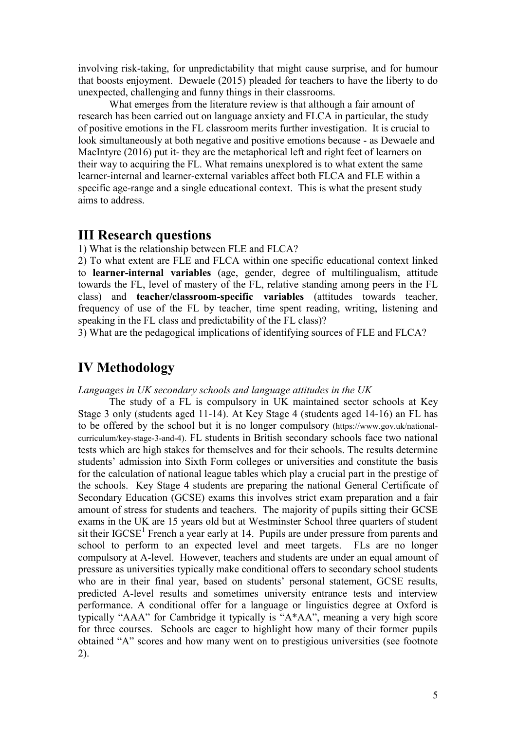involving risk-taking, for unpredictability that might cause surprise, and for humour that boosts enjoyment. Dewaele (2015) pleaded for teachers to have the liberty to do unexpected, challenging and funny things in their classrooms.

What emerges from the literature review is that although a fair amount of research has been carried out on language anxiety and FLCA in particular, the study of positive emotions in the FL classroom merits further investigation. It is crucial to look simultaneously at both negative and positive emotions because - as Dewaele and MacIntyre (2016) put it- they are the metaphorical left and right feet of learners on their way to acquiring the FL. What remains unexplored is to what extent the same learner-internal and learner-external variables affect both FLCA and FLE within a specific age-range and a single educational context. This is what the present study aims to address.

# III Research questions

1) What is the relationship between FLE and FLCA?

2) To what extent are FLE and FLCA within one specific educational context linked to **learner-internal variables** (age, gender, degree of multilingualism, attitude towards the FL, level of mastery of the FL, relative standing among peers in the FL class) and **teacher/classroom-specific variables** (attitudes towards teacher, frequency of use of the FL by teacher, time spent reading, writing, listening and speaking in the FL class and predictability of the FL class)?

3) What are the pedagogical implications of identifying sources of FLE and FLCA?

# IV Methodology

*Languages in UK secondary schools and language attitudes in the UK*

The study of a FL is compulsory in UK maintained sector schools at Key Stage 3 only (students aged 11-14). At Key Stage 4 (students aged 14-16) an FL has to be offered by the school but it is no longer compulsory (https://www.gov.uk/national-curriculum/key-stage-3-and-4). FL students in British secondary schools face two national tests which are high stakes for themselves and for their schools. The results determine students' admission into Sixth Form colleges or universities and constitute the basis for the calculation of national league tables which play a crucial part in the prestige of the schools. Key Stage 4 students are preparing the national General Certificate of Secondary Education (GCSE) exams this involves strict exam preparation and a fair amount of stress for students and teachers. The majority of pupils sitting their GCSE exams in the UK are 15 years old but at Westminster School three quarters of student sit their IGCSE[1] French a year early at 14. Pupils are under pressure from parents and school to perform to an expected level and meet targets. FLs are no longer compulsory at A-level. However, teachers and students are under an equal amount of pressure as universities typically make conditional offers to secondary school students who are in their final year, based on students' personal statement, GCSE results, predicted A-level results and sometimes university entrance tests and interview performance. A conditional offer for a language or linguistics degree at Oxford is typically "AAA" for Cambridge it typically is "A*AA", meaning a very high score for three courses. Schools are eager to highlight how many of their former pupils obtained "A" scores and how many went on to prestigious universities (see footnote 2).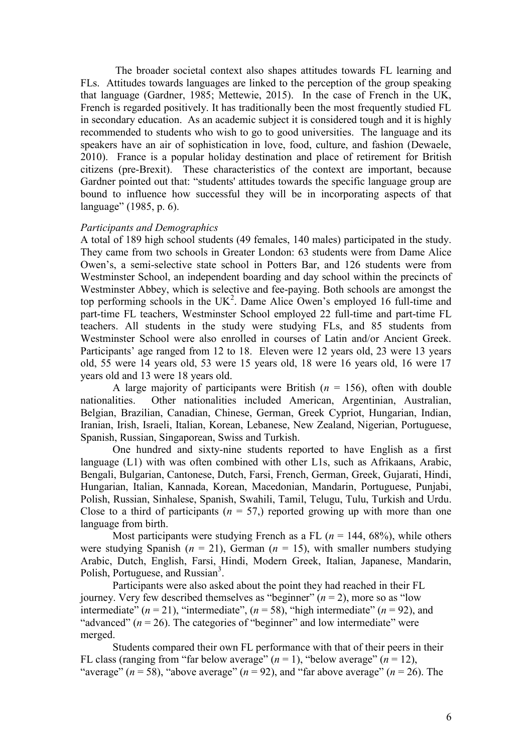The broader societal context also shapes attitudes towards FL learning and FLs. Attitudes towards languages are linked to the perception of the group speaking that language (Gardner, 1985; Mettewie, 2015). In the case of French in the UK, French is regarded positively. It has traditionally been the most frequently studied FL in secondary education. As an academic subject it is considered tough and it is highly recommended to students who wish to go to good universities. The language and its speakers have an air of sophistication in love, food, culture, and fashion (Dewaele, 2010). France is a popular holiday destination and place of retirement for British citizens (pre-Brexit). These characteristics of the context are important, because Gardner pointed out that: "students' attitudes towards the specific language group are bound to influence how successful they will be in incorporating aspects of that language" (1985, p. 6).

*Participants and Demographics*

A total of 189 high school students (49 females, 140 males) participated in the study. They came from two schools in Greater London: 63 students were from Dame Alice Owen's, a semi-selective state school in Potters Bar, and 126 students were from Westminster School, an independent boarding and day school within the precincts of Westminster Abbey, which is selective and fee-paying. Both schools are amongst the top performing schools in the UK[2]. Dame Alice Owen's employed 16 full-time and part-time FL teachers, Westminster School employed 22 full-time and part-time FL teachers. All students in the study were studying FLs, and 85 students from Westminster School were also enrolled in courses of Latin and/or Ancient Greek. Participants' age ranged from 12 to 18. Eleven were 12 years old, 23 were 13 years old, 55 were 14 years old, 53 were 15 years old, 18 were 16 years old, 16 were 17 years old and 13 were 18 years old.

A large majority of participants were British ($n$ = 156), often with double nationalities. Other nationalities included American, Argentinian, Australian, Belgian, Brazilian, Canadian, Chinese, German, Greek Cypriot, Hungarian, Indian, Iranian, Irish, Israeli, Italian, Korean, Lebanese, New Zealand, Nigerian, Portuguese, Spanish, Russian, Singaporean, Swiss and Turkish.

One hundred and sixty-nine students reported to have English as a first language (L1) with was often combined with other L1s, such as Afrikaans, Arabic, Bengali, Bulgarian, Cantonese, Dutch, Farsi, French, German, Greek, Gujarati, Hindi, Hungarian, Italian, Kannada, Korean, Macedonian, Mandarin, Portuguese, Punjabi, Polish, Russian, Sinhalese, Spanish, Swahili, Tamil, Telugu, Tulu, Turkish and Urdu. Close to a third of participants ($n$ = 57,) reported growing up with more than one language from birth.

Most participants were studying French as a FL ($n$ = 144, 68%), while others were studying Spanish ($n$ = 21), German ($n$ = 15), with smaller numbers studying Arabic, Dutch, English, Farsi, Hindi, Modern Greek, Italian, Japanese, Mandarin, Polish, Portuguese, and Russian[3].

Participants were also asked about the point they had reached in their FL journey. Very few described themselves as "beginner" ($n$ = 2), more so as "low intermediate" ($n$ = 21), "intermediate", ($n$ = 58), "high intermediate" ($n$ = 92), and "advanced" ($n$ = 26). The categories of "beginner" and low intermediate" were merged.

Students compared their own FL performance with that of their peers in their FL class (ranging from "far below average" ($n$ = 1), "below average" ($n$ = 12), "average" ($n$ = 58), "above average" ($n$ = 92), and "far above average" ($n$ = 26). The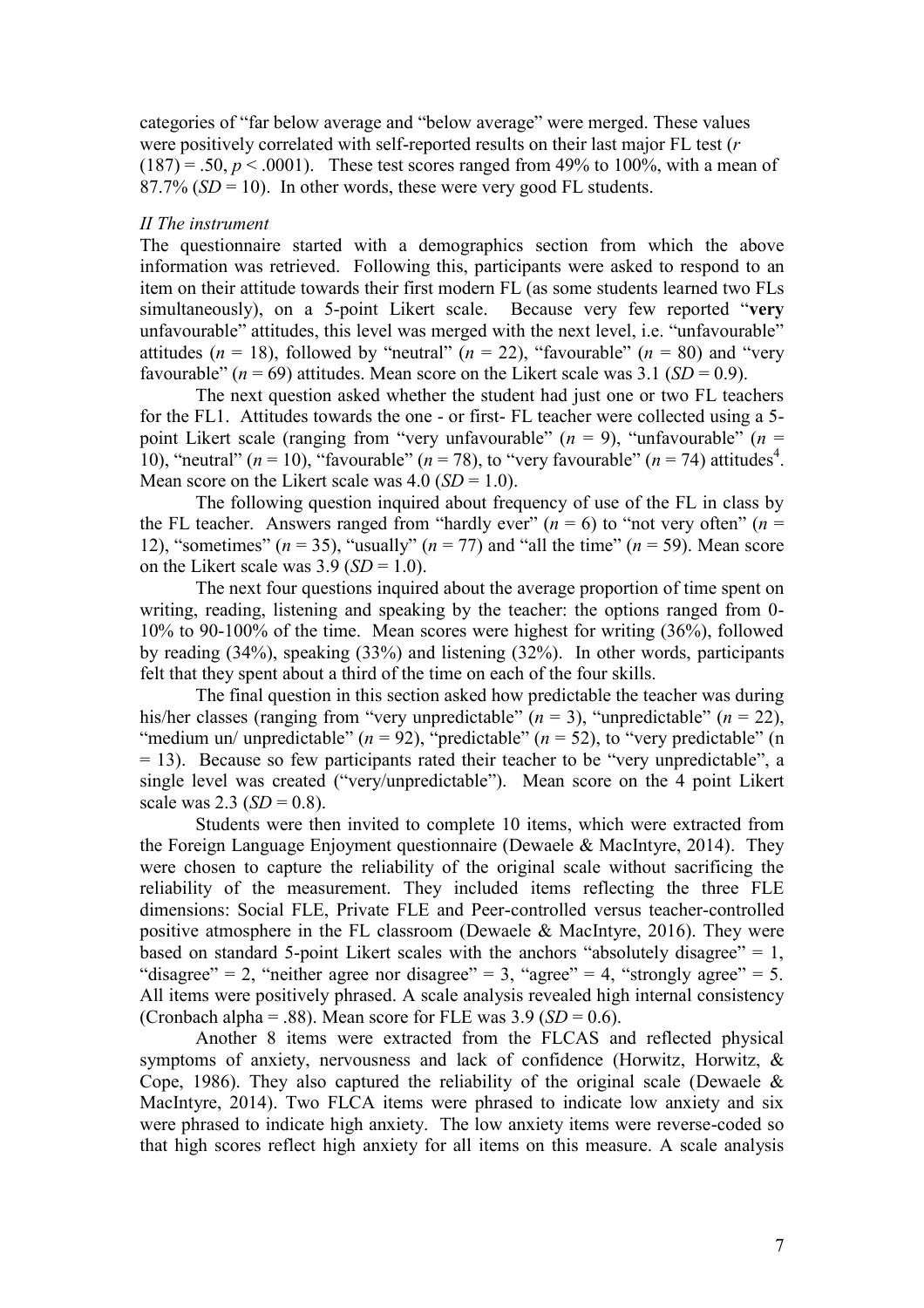categories of "far below average and "below average" were merged. These values were positively correlated with self-reported results on their last major FL test ($r$ $(187) = .50$, $p < .0001$). These test scores ranged from 49% to 100%, with a mean of 87.7% ($SD = 10$). In other words, these were very good FL students.

*II The instrument*

The questionnaire started with a demographics section from which the above information was retrieved. Following this, participants were asked to respond to an item on their attitude towards their first modern FL (as some students learned two FLs simultaneously), on a 5-point Likert scale. Because very few reported "**very** unfavourable" attitudes, this level was merged with the next level, i.e. "unfavourable" attitudes ($n = 18$), followed by "neutral" ($n = 22$), "favourable" ($n = 80$) and "very favourable" ($n = 69$) attitudes. Mean score on the Likert scale was 3.1 ($SD = 0.9$).

The next question asked whether the student had just one or two FL teachers for the FL1. Attitudes towards the one - or first- FL teacher were collected using a 5-point Likert scale (ranging from "very unfavourable" ($n = 9$), "unfavourable" ($n = 10$), "neutral" ($n = 10$), "favourable" ($n = 78$), to "very favourable" ($n = 74$) attitudes[4]. Mean score on the Likert scale was 4.0 ($SD = 1.0$).

The following question inquired about frequency of use of the FL in class by the FL teacher. Answers ranged from "hardly ever" ($n = 6$) to "not very often" ($n = 12$), "sometimes" ($n = 35$), "usually" ($n = 77$) and "all the time" ($n = 59$). Mean score on the Likert scale was 3.9 ($SD = 1.0$).

The next four questions inquired about the average proportion of time spent on writing, reading, listening and speaking by the teacher: the options ranged from 0-10% to 90-100% of the time. Mean scores were highest for writing (36%), followed by reading (34%), speaking (33%) and listening (32%). In other words, participants felt that they spent about a third of the time on each of the four skills.

The final question in this section asked how predictable the teacher was during his/her classes (ranging from "very unpredictable" ($n = 3$), "unpredictable" ($n = 22$), "medium un/ unpredictable" ($n = 92$), "predictable" ($n = 52$), to "very predictable" ($n = 13$). Because so few participants rated their teacher to be "very unpredictable", a single level was created ("very/unpredictable"). Mean score on the 4 point Likert scale was 2.3 ($SD = 0.8$).

Students were then invited to complete 10 items, which were extracted from the Foreign Language Enjoyment questionnaire (Dewaele & MacIntyre, 2014). They were chosen to capture the reliability of the original scale without sacrificing the reliability of the measurement. They included items reflecting the three FLE dimensions: Social FLE, Private FLE and Peer-controlled versus teacher-controlled positive atmosphere in the FL classroom (Dewaele & MacIntyre, 2016). They were based on standard 5-point Likert scales with the anchors "absolutely disagree" = 1, "disagree" = 2, "neither agree nor disagree" = 3, "agree" = 4, "strongly agree" = 5. All items were positively phrased. A scale analysis revealed high internal consistency (Cronbach alpha = .88). Mean score for FLE was 3.9 ($SD = 0.6$).

Another 8 items were extracted from the FLCAS and reflected physical symptoms of anxiety, nervousness and lack of confidence (Horwitz, Horwitz, & Cope, 1986). They also captured the reliability of the original scale (Dewaele & MacIntyre, 2014). Two FLCA items were phrased to indicate low anxiety and six were phrased to indicate high anxiety. The low anxiety items were reverse-coded so that high scores reflect high anxiety for all items on this measure. A scale analysis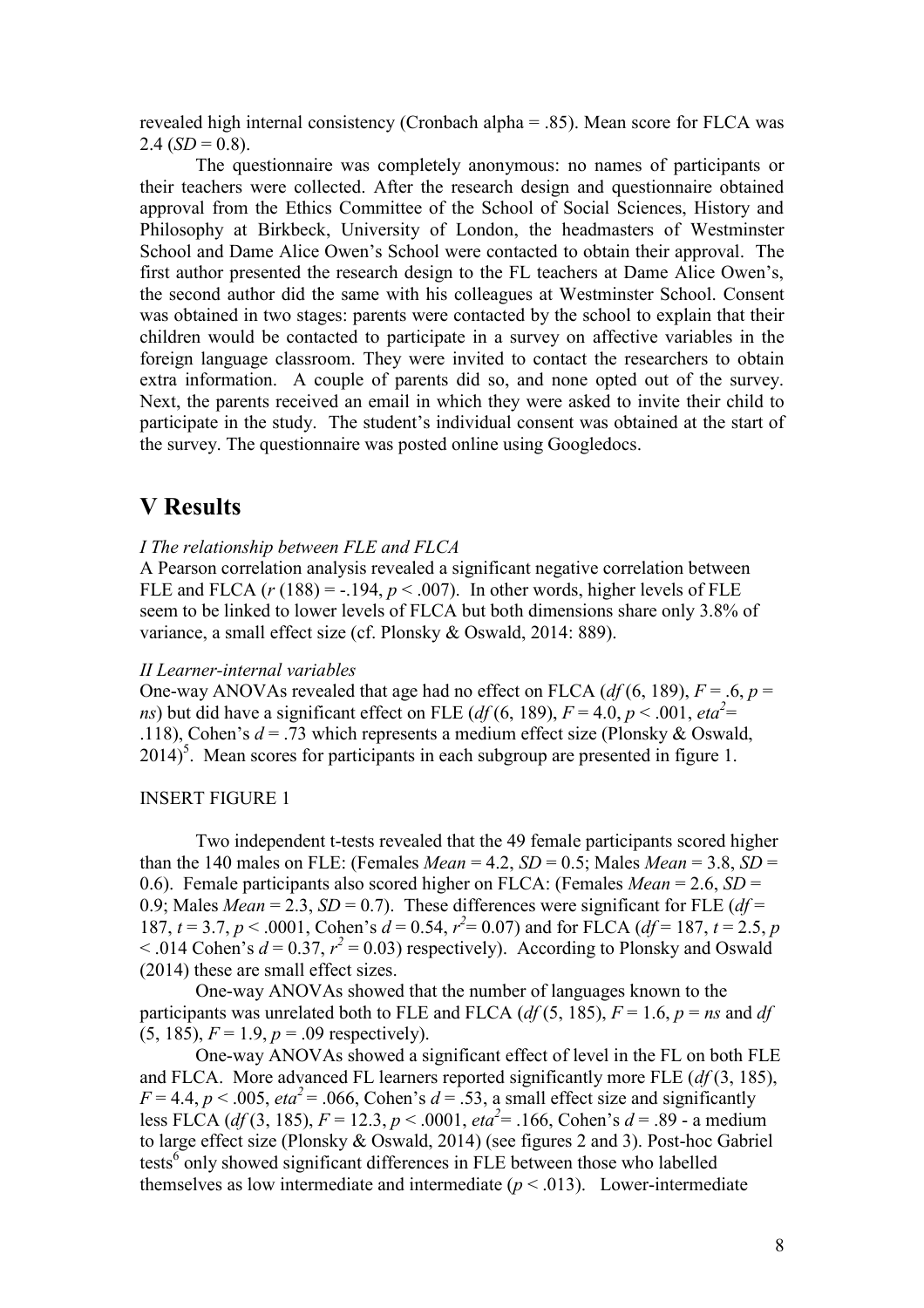revealed high internal consistency (Cronbach alpha = .85). Mean score for FLCA was 2.4 (*SD* = 0.8).

The questionnaire was completely anonymous: no names of participants or their teachers were collected. After the research design and questionnaire obtained approval from the Ethics Committee of the School of Social Sciences, History and Philosophy at Birkbeck, University of London, the headmasters of Westminster School and Dame Alice Owen's School were contacted to obtain their approval. The first author presented the research design to the FL teachers at Dame Alice Owen's, the second author did the same with his colleagues at Westminster School. Consent was obtained in two stages: parents were contacted by the school to explain that their children would be contacted to participate in a survey on affective variables in the foreign language classroom. They were invited to contact the researchers to obtain extra information. A couple of parents did so, and none opted out of the survey. Next, the parents received an email in which they were asked to invite their child to participate in the study. The student's individual consent was obtained at the start of the survey. The questionnaire was posted online using Googledocs.

# V Results

*I The relationship between FLE and FLCA*

A Pearson correlation analysis revealed a significant negative correlation between FLE and FLCA ($r$ (188) = -.194, $p < .007$). In other words, higher levels of FLE seem to be linked to lower levels of FLCA but both dimensions share only 3.8% of variance, a small effect size (cf. Plonsky & Oswald, 2014: 889).

*II Learner-internal variables*

One-way ANOVAs revealed that age had no effect on FLCA ($df$ (6, 189), $F$ = .6, $p$ = *ns*) but did have a significant effect on FLE ($df$ (6, 189), $F$ = 4.0, $p < .001$, $eta^2$= .118), Cohen's $d$ = .73 which represents a medium effect size (Plonsky & Oswald, 2014)[5]. Mean scores for participants in each subgroup are presented in figure 1.

INSERT FIGURE 1

Two independent t-tests revealed that the 49 female participants scored higher than the 140 males on FLE: (Females *Mean* = 4.2, *SD* = 0.5; Males *Mean* = 3.8, *SD* = 0.6). Female participants also scored higher on FLCA: (Females *Mean* = 2.6, *SD* = 0.9; Males *Mean* = 2.3, *SD* = 0.7). These differences were significant for FLE ($df$ = 187, $t$ = 3.7, $p < .0001$, Cohen's $d$ = 0.54, $r^2$= 0.07) and for FLCA ($df$ = 187, $t$ = 2.5, $p < .014$ Cohen's $d$ = 0.37, $r^2$ = 0.03) respectively). According to Plonsky and Oswald (2014) these are small effect sizes.

One-way ANOVAs showed that the number of languages known to the participants was unrelated both to FLE and FLCA ($df$ (5, 185), $F$ = 1.6, $p$ = *ns* and $df$ (5, 185), $F$ = 1.9, $p$ = .09 respectively).

One-way ANOVAs showed a significant effect of level in the FL on both FLE and FLCA. More advanced FL learners reported significantly more FLE ($df$ (3, 185), $F$ = 4.4, $p < .005$, $eta^2$ = .066, Cohen's $d$ = .53, a small effect size and significantly less FLCA ($df$ (3, 185), $F$ = 12.3, $p < .0001$, $eta^2$= .166, Cohen's $d$ = .89 - a medium to large effect size (Plonsky & Oswald, 2014) (see figures 2 and 3). Post-hoc Gabriel tests[6] only showed significant differences in FLE between those who labelled themselves as low intermediate and intermediate ($p < .013$). Lower-intermediate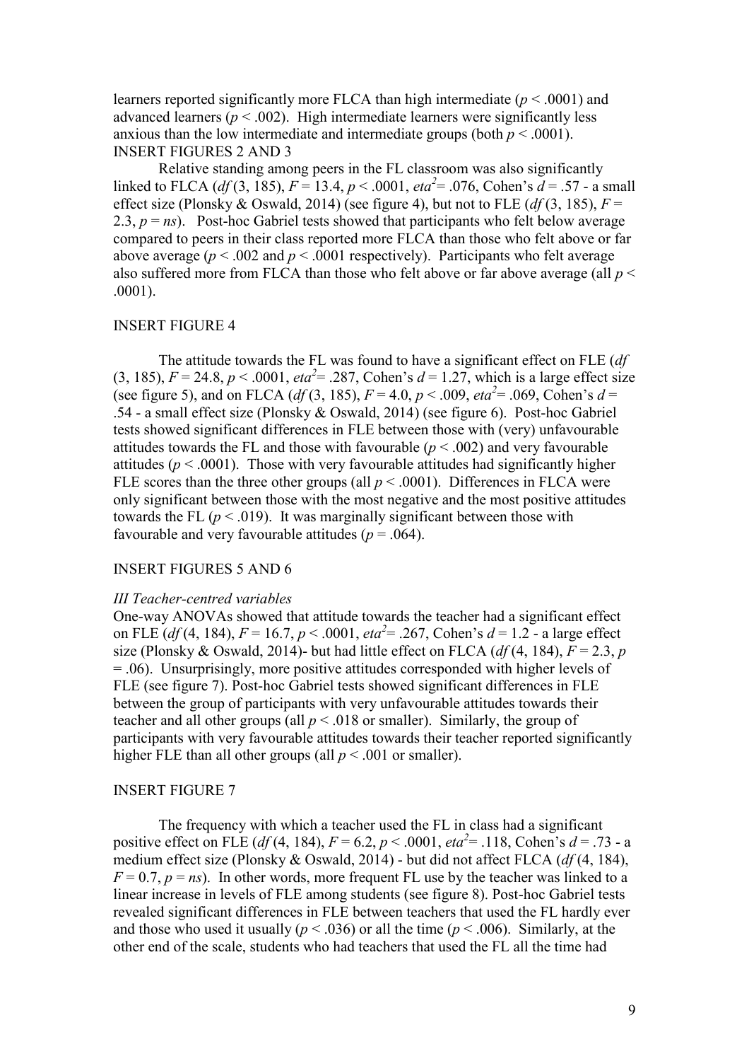learners reported significantly more FLCA than high intermediate ($p < .0001$) and advanced learners ($p < .002$). High intermediate learners were significantly less anxious than the low intermediate and intermediate groups (both $p < .0001$).
INSERT FIGURES 2 AND 3

Relative standing among peers in the FL classroom was also significantly linked to FLCA ($df$ (3, 185), $F = 13.4$, $p < .0001$, $eta^2 = .076$, Cohen's $d = .57$ - a small effect size (Plonsky & Oswald, 2014) (see figure 4), but not to FLE ($df$ (3, 185), $F = 2.3$, $p = ns$). Post-hoc Gabriel tests showed that participants who felt below average compared to peers in their class reported more FLCA than those who felt above or far above average ($p < .002$ and $p < .0001$ respectively). Participants who felt average also suffered more from FLCA than those who felt above or far above average (all $p < .0001$).

INSERT FIGURE 4

The attitude towards the FL was found to have a significant effect on FLE ($df$ (3, 185), $F = 24.8$, $p < .0001$, $eta^2 = .287$, Cohen's $d = 1.27$, which is a large effect size (see figure 5), and on FLCA ($df$ (3, 185), $F = 4.0$, $p < .009$, $eta^2 = .069$, Cohen's $d = .54$ - a small effect size (Plonsky & Oswald, 2014) (see figure 6). Post-hoc Gabriel tests showed significant differences in FLE between those with (very) unfavourable attitudes towards the FL and those with favourable ($p < .002$) and very favourable attitudes ($p < .0001$). Those with very favourable attitudes had significantly higher FLE scores than the three other groups (all $p < .0001$). Differences in FLCA were only significant between those with the most negative and the most positive attitudes towards the FL ($p < .019$). It was marginally significant between those with favourable and very favourable attitudes ($p = .064$).

INSERT FIGURES 5 AND 6

*III Teacher-centred variables*

One-way ANOVAs showed that attitude towards the teacher had a significant effect on FLE ($df$ (4, 184), $F = 16.7$, $p < .0001$, $eta^2 = .267$, Cohen's $d = 1.2$ - a large effect size (Plonsky & Oswald, 2014)- but had little effect on FLCA ($df$ (4, 184), $F = 2.3$, $p = .06$). Unsurprisingly, more positive attitudes corresponded with higher levels of FLE (see figure 7). Post-hoc Gabriel tests showed significant differences in FLE between the group of participants with very unfavourable attitudes towards their teacher and all other groups (all $p < .018$ or smaller). Similarly, the group of participants with very favourable attitudes towards their teacher reported significantly higher FLE than all other groups (all $p < .001$ or smaller).

INSERT FIGURE 7

The frequency with which a teacher used the FL in class had a significant positive effect on FLE ($df$ (4, 184), $F = 6.2$, $p < .0001$, $eta^2 = .118$, Cohen's $d = .73$ - a medium effect size (Plonsky & Oswald, 2014) - but did not affect FLCA ($df$ (4, 184), $F = 0.7$, $p = ns$). In other words, more frequent FL use by the teacher was linked to a linear increase in levels of FLE among students (see figure 8). Post-hoc Gabriel tests revealed significant differences in FLE between teachers that used the FL hardly ever and those who used it usually ($p < .036$) or all the time ($p < .006$). Similarly, at the other end of the scale, students who had teachers that used the FL all the time had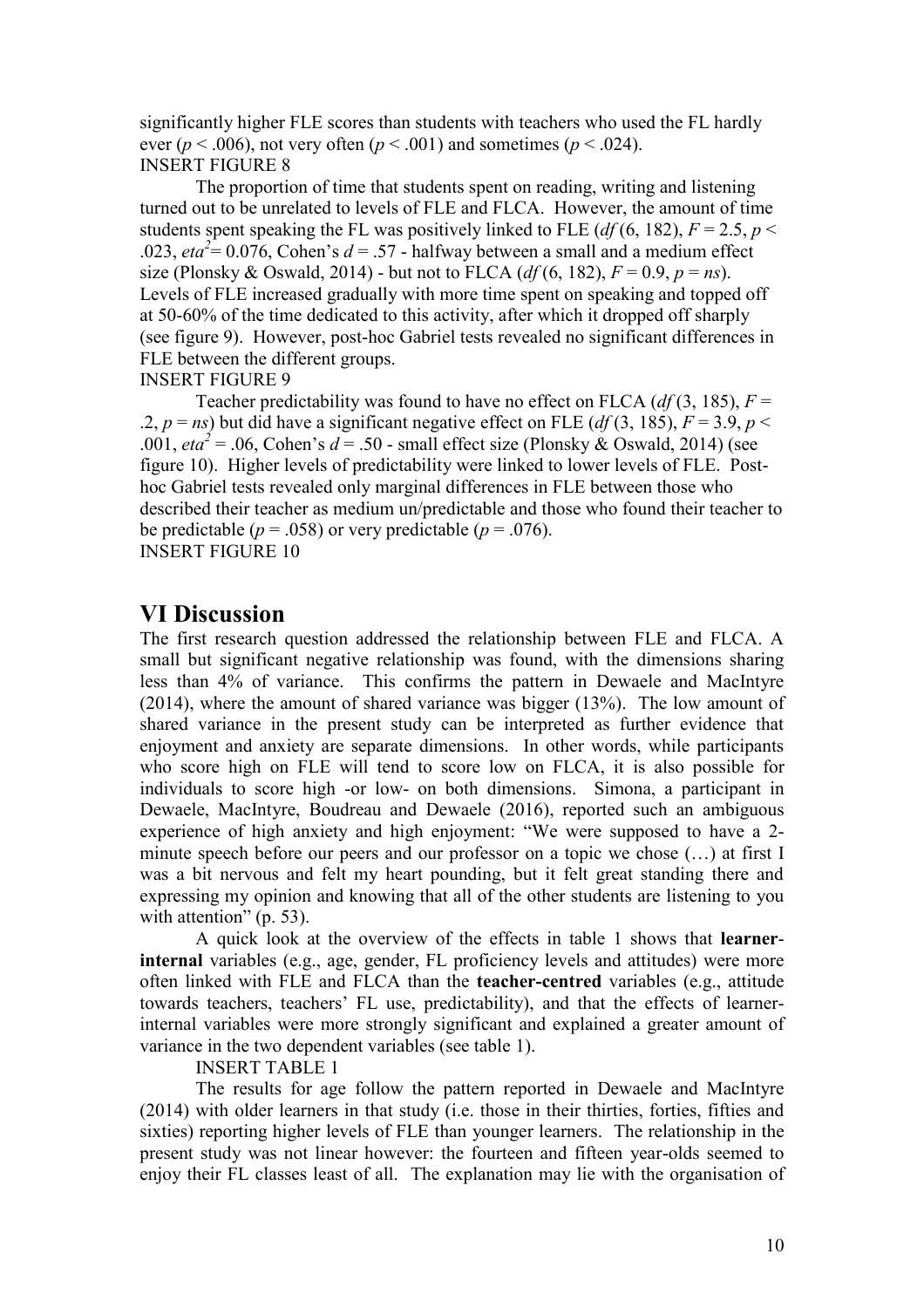significantly higher FLE scores than students with teachers who used the FL hardly ever ($p < .006$), not very often ($p < .001$) and sometimes ($p < .024$).
INSERT FIGURE 8

The proportion of time that students spent on reading, writing and listening turned out to be unrelated to levels of FLE and FLCA. However, the amount of time students spent speaking the FL was positively linked to FLE ($df$ (6, 182), $F = 2.5$, $p < .023$, $eta^2 = 0.076$, Cohen's $d = .57$ - halfway between a small and a medium effect size (Plonsky & Oswald, 2014) - but not to FLCA ($df$ (6, 182), $F = 0.9$, $p = ns$). Levels of FLE increased gradually with more time spent on speaking and topped off at 50-60% of the time dedicated to this activity, after which it dropped off sharply (see figure 9). However, post-hoc Gabriel tests revealed no significant differences in FLE between the different groups.
INSERT FIGURE 9

Teacher predictability was found to have no effect on FLCA ($df$ (3, 185), $F = .2$, $p = ns$) but did have a significant negative effect on FLE ($df$ (3, 185), $F = 3.9$, $p < .001$, $eta^2 = .06$, Cohen's $d = .50$ - small effect size (Plonsky & Oswald, 2014) (see figure 10). Higher levels of predictability were linked to lower levels of FLE. Post-hoc Gabriel tests revealed only marginal differences in FLE between those who described their teacher as medium un/predictable and those who found their teacher to be predictable ($p = .058$) or very predictable ($p = .076$).
INSERT FIGURE 10

# VI Discussion

The first research question addressed the relationship between FLE and FLCA. A small but significant negative relationship was found, with the dimensions sharing less than 4% of variance. This confirms the pattern in Dewaele and MacIntyre (2014), where the amount of shared variance was bigger (13%). The low amount of shared variance in the present study can be interpreted as further evidence that enjoyment and anxiety are separate dimensions. In other words, while participants who score high on FLE will tend to score low on FLCA, it is also possible for individuals to score high -or low- on both dimensions. Simona, a participant in Dewaele, MacIntyre, Boudreau and Dewaele (2016), reported such an ambiguous experience of high anxiety and high enjoyment: "We were supposed to have a 2-minute speech before our peers and our professor on a topic we chose (…) at first I was a bit nervous and felt my heart pounding, but it felt great standing there and expressing my opinion and knowing that all of the other students are listening to you with attention" (p. 53).

A quick look at the overview of the effects in table 1 shows that **learner-internal** variables (e.g., age, gender, FL proficiency levels and attitudes) were more often linked with FLE and FLCA than the **teacher-centred** variables (e.g., attitude towards teachers, teachers' FL use, predictability), and that the effects of learner-internal variables were more strongly significant and explained a greater amount of variance in the two dependent variables (see table 1).

INSERT TABLE 1

The results for age follow the pattern reported in Dewaele and MacIntyre (2014) with older learners in that study (i.e. those in their thirties, forties, fifties and sixties) reporting higher levels of FLE than younger learners. The relationship in the present study was not linear however: the fourteen and fifteen year-olds seemed to enjoy their FL classes least of all. The explanation may lie with the organisation of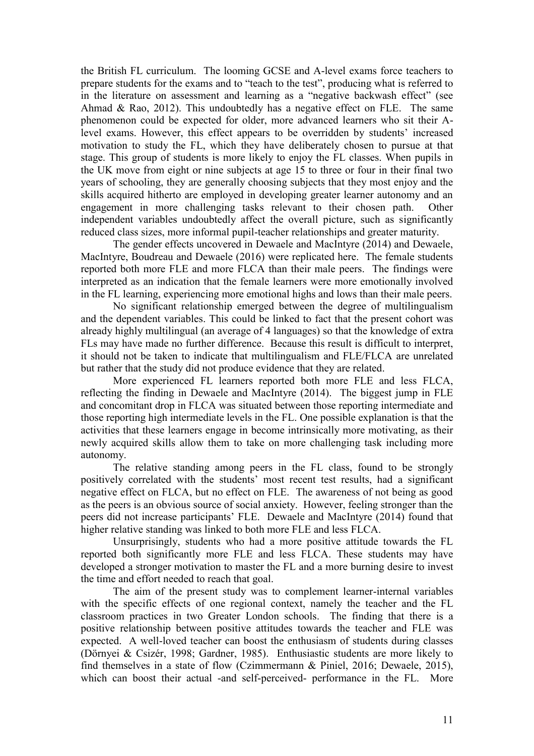the British FL curriculum. The looming GCSE and A-level exams force teachers to prepare students for the exams and to "teach to the test", producing what is referred to in the literature on assessment and learning as a "negative backwash effect" (see Ahmad & Rao, 2012). This undoubtedly has a negative effect on FLE. The same phenomenon could be expected for older, more advanced learners who sit their A-level exams. However, this effect appears to be overridden by students' increased motivation to study the FL, which they have deliberately chosen to pursue at that stage. This group of students is more likely to enjoy the FL classes. When pupils in the UK move from eight or nine subjects at age 15 to three or four in their final two years of schooling, they are generally choosing subjects that they most enjoy and the skills acquired hitherto are employed in developing greater learner autonomy and an engagement in more challenging tasks relevant to their chosen path. Other independent variables undoubtedly affect the overall picture, such as significantly reduced class sizes, more informal pupil-teacher relationships and greater maturity.

The gender effects uncovered in Dewaele and MacIntyre (2014) and Dewaele, MacIntyre, Boudreau and Dewaele (2016) were replicated here. The female students reported both more FLE and more FLCA than their male peers. The findings were interpreted as an indication that the female learners were more emotionally involved in the FL learning, experiencing more emotional highs and lows than their male peers.

No significant relationship emerged between the degree of multilingualism and the dependent variables. This could be linked to fact that the present cohort was already highly multilingual (an average of 4 languages) so that the knowledge of extra FLs may have made no further difference. Because this result is difficult to interpret, it should not be taken to indicate that multilingualism and FLE/FLCA are unrelated but rather that the study did not produce evidence that they are related.

More experienced FL learners reported both more FLE and less FLCA, reflecting the finding in Dewaele and MacIntyre (2014). The biggest jump in FLE and concomitant drop in FLCA was situated between those reporting intermediate and those reporting high intermediate levels in the FL. One possible explanation is that the activities that these learners engage in become intrinsically more motivating, as their newly acquired skills allow them to take on more challenging task including more autonomy.

The relative standing among peers in the FL class, found to be strongly positively correlated with the students' most recent test results, had a significant negative effect on FLCA, but no effect on FLE. The awareness of not being as good as the peers is an obvious source of social anxiety. However, feeling stronger than the peers did not increase participants' FLE. Dewaele and MacIntyre (2014) found that higher relative standing was linked to both more FLE and less FLCA.

Unsurprisingly, students who had a more positive attitude towards the FL reported both significantly more FLE and less FLCA. These students may have developed a stronger motivation to master the FL and a more burning desire to invest the time and effort needed to reach that goal.

The aim of the present study was to complement learner-internal variables with the specific effects of one regional context, namely the teacher and the FL classroom practices in two Greater London schools. The finding that there is a positive relationship between positive attitudes towards the teacher and FLE was expected. A well-loved teacher can boost the enthusiasm of students during classes (Dörnyei & Csizér, 1998; Gardner, 1985). Enthusiastic students are more likely to find themselves in a state of flow (Czimmermann & Piniel, 2016; Dewaele, 2015), which can boost their actual -and self-perceived- performance in the FL. More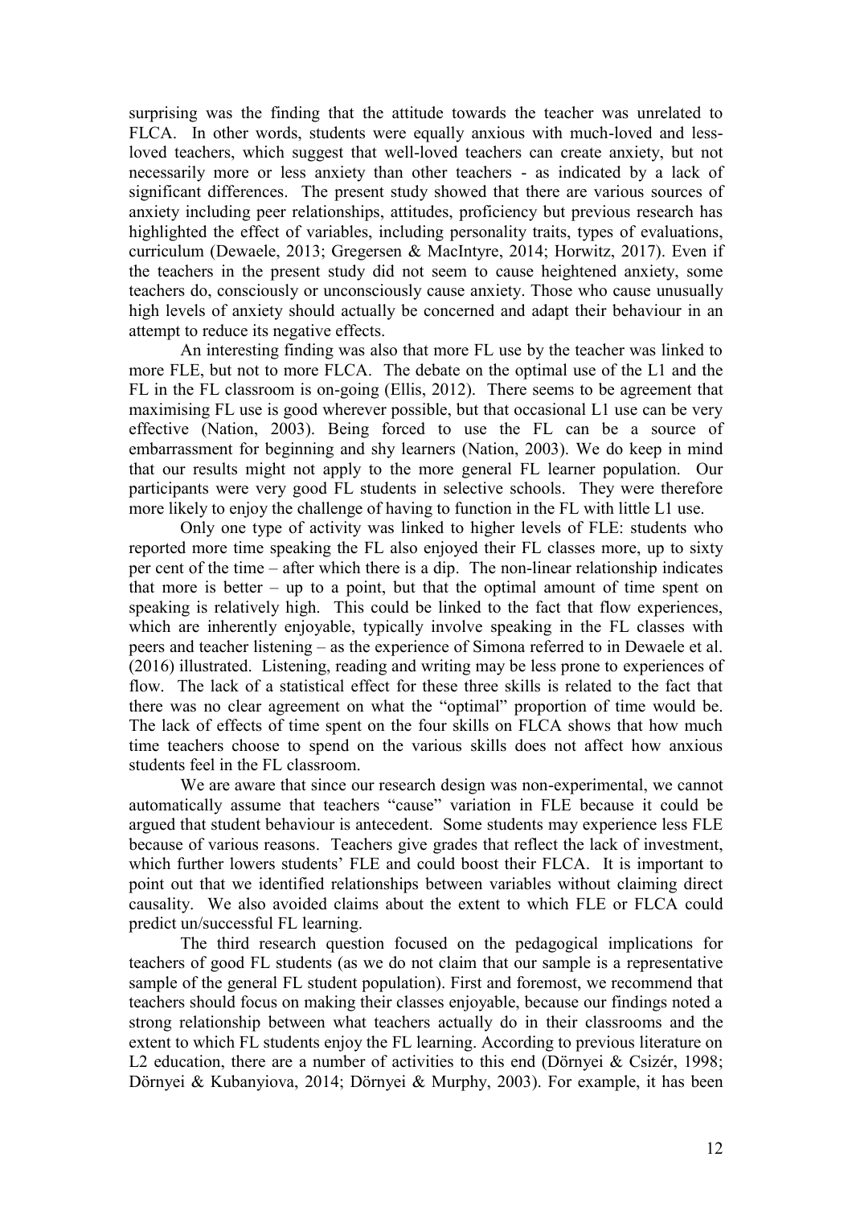surprising was the finding that the attitude towards the teacher was unrelated to FLCA. In other words, students were equally anxious with much-loved and less-loved teachers, which suggest that well-loved teachers can create anxiety, but not necessarily more or less anxiety than other teachers - as indicated by a lack of significant differences. The present study showed that there are various sources of anxiety including peer relationships, attitudes, proficiency but previous research has highlighted the effect of variables, including personality traits, types of evaluations, curriculum (Dewaele, 2013; Gregersen & MacIntyre, 2014; Horwitz, 2017). Even if the teachers in the present study did not seem to cause heightened anxiety, some teachers do, consciously or unconsciously cause anxiety. Those who cause unusually high levels of anxiety should actually be concerned and adapt their behaviour in an attempt to reduce its negative effects.

An interesting finding was also that more FL use by the teacher was linked to more FLE, but not to more FLCA. The debate on the optimal use of the L1 and the FL in the FL classroom is on-going (Ellis, 2012). There seems to be agreement that maximising FL use is good wherever possible, but that occasional L1 use can be very effective (Nation, 2003). Being forced to use the FL can be a source of embarrassment for beginning and shy learners (Nation, 2003). We do keep in mind that our results might not apply to the more general FL learner population. Our participants were very good FL students in selective schools. They were therefore more likely to enjoy the challenge of having to function in the FL with little L1 use.

Only one type of activity was linked to higher levels of FLE: students who reported more time speaking the FL also enjoyed their FL classes more, up to sixty per cent of the time – after which there is a dip. The non-linear relationship indicates that more is better – up to a point, but that the optimal amount of time spent on speaking is relatively high. This could be linked to the fact that flow experiences, which are inherently enjoyable, typically involve speaking in the FL classes with peers and teacher listening – as the experience of Simona referred to in Dewaele et al. (2016) illustrated. Listening, reading and writing may be less prone to experiences of flow. The lack of a statistical effect for these three skills is related to the fact that there was no clear agreement on what the "optimal" proportion of time would be. The lack of effects of time spent on the four skills on FLCA shows that how much time teachers choose to spend on the various skills does not affect how anxious students feel in the FL classroom.

We are aware that since our research design was non-experimental, we cannot automatically assume that teachers "cause" variation in FLE because it could be argued that student behaviour is antecedent. Some students may experience less FLE because of various reasons. Teachers give grades that reflect the lack of investment, which further lowers students' FLE and could boost their FLCA. It is important to point out that we identified relationships between variables without claiming direct causality. We also avoided claims about the extent to which FLE or FLCA could predict un/successful FL learning.

The third research question focused on the pedagogical implications for teachers of good FL students (as we do not claim that our sample is a representative sample of the general FL student population). First and foremost, we recommend that teachers should focus on making their classes enjoyable, because our findings noted a strong relationship between what teachers actually do in their classrooms and the extent to which FL students enjoy the FL learning. According to previous literature on L2 education, there are a number of activities to this end (Dörnyei & Csizér, 1998; Dörnyei & Kubanyiova, 2014; Dörnyei & Murphy, 2003). For example, it has been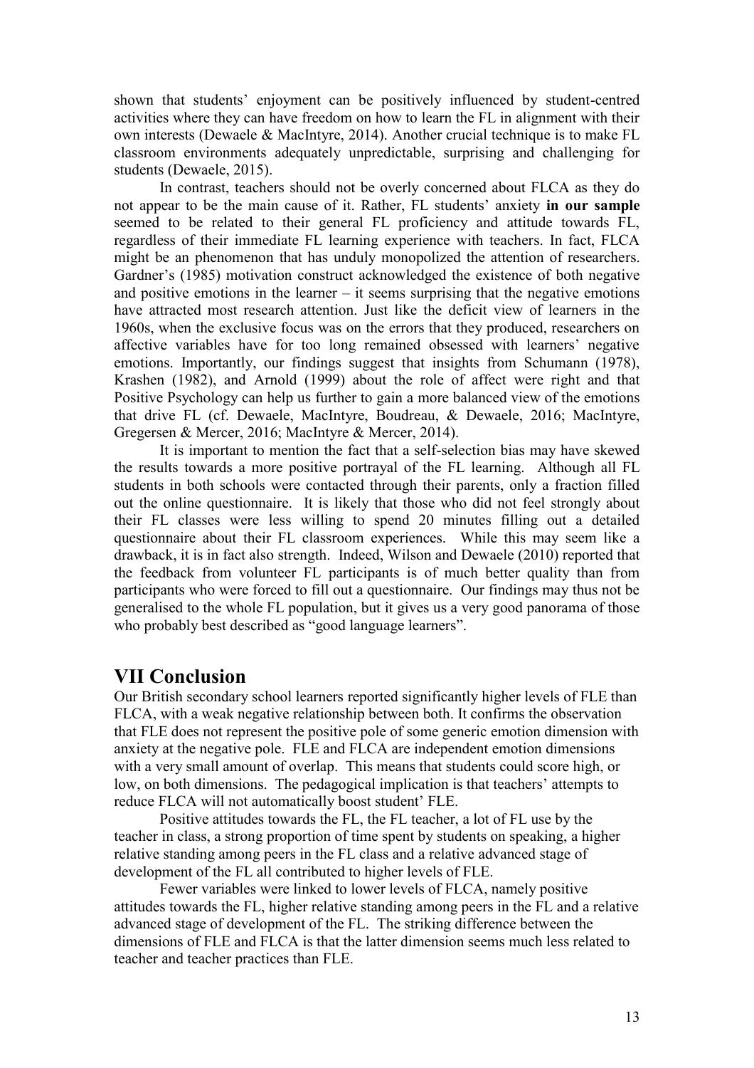shown that students' enjoyment can be positively influenced by student-centred activities where they can have freedom on how to learn the FL in alignment with their own interests (Dewaele & MacIntyre, 2014). Another crucial technique is to make FL classroom environments adequately unpredictable, surprising and challenging for students (Dewaele, 2015).

In contrast, teachers should not be overly concerned about FLCA as they do not appear to be the main cause of it. Rather, FL students' anxiety **in our sample** seemed to be related to their general FL proficiency and attitude towards FL, regardless of their immediate FL learning experience with teachers. In fact, FLCA might be an phenomenon that has unduly monopolized the attention of researchers. Gardner's (1985) motivation construct acknowledged the existence of both negative and positive emotions in the learner – it seems surprising that the negative emotions have attracted most research attention. Just like the deficit view of learners in the 1960s, when the exclusive focus was on the errors that they produced, researchers on affective variables have for too long remained obsessed with learners' negative emotions. Importantly, our findings suggest that insights from Schumann (1978), Krashen (1982), and Arnold (1999) about the role of affect were right and that Positive Psychology can help us further to gain a more balanced view of the emotions that drive FL (cf. Dewaele, MacIntyre, Boudreau, & Dewaele, 2016; MacIntyre, Gregersen & Mercer, 2016; MacIntyre & Mercer, 2014).

It is important to mention the fact that a self-selection bias may have skewed the results towards a more positive portrayal of the FL learning. Although all FL students in both schools were contacted through their parents, only a fraction filled out the online questionnaire. It is likely that those who did not feel strongly about their FL classes were less willing to spend 20 minutes filling out a detailed questionnaire about their FL classroom experiences. While this may seem like a drawback, it is in fact also strength. Indeed, Wilson and Dewaele (2010) reported that the feedback from volunteer FL participants is of much better quality than from participants who were forced to fill out a questionnaire. Our findings may thus not be generalised to the whole FL population, but it gives us a very good panorama of those who probably best described as "good language learners".

## VII Conclusion

Our British secondary school learners reported significantly higher levels of FLE than FLCA, with a weak negative relationship between both. It confirms the observation that FLE does not represent the positive pole of some generic emotion dimension with anxiety at the negative pole. FLE and FLCA are independent emotion dimensions with a very small amount of overlap. This means that students could score high, or low, on both dimensions. The pedagogical implication is that teachers' attempts to reduce FLCA will not automatically boost student' FLE.

Positive attitudes towards the FL, the FL teacher, a lot of FL use by the teacher in class, a strong proportion of time spent by students on speaking, a higher relative standing among peers in the FL class and a relative advanced stage of development of the FL all contributed to higher levels of FLE.

Fewer variables were linked to lower levels of FLCA, namely positive attitudes towards the FL, higher relative standing among peers in the FL and a relative advanced stage of development of the FL. The striking difference between the dimensions of FLE and FLCA is that the latter dimension seems much less related to teacher and teacher practices than FLE.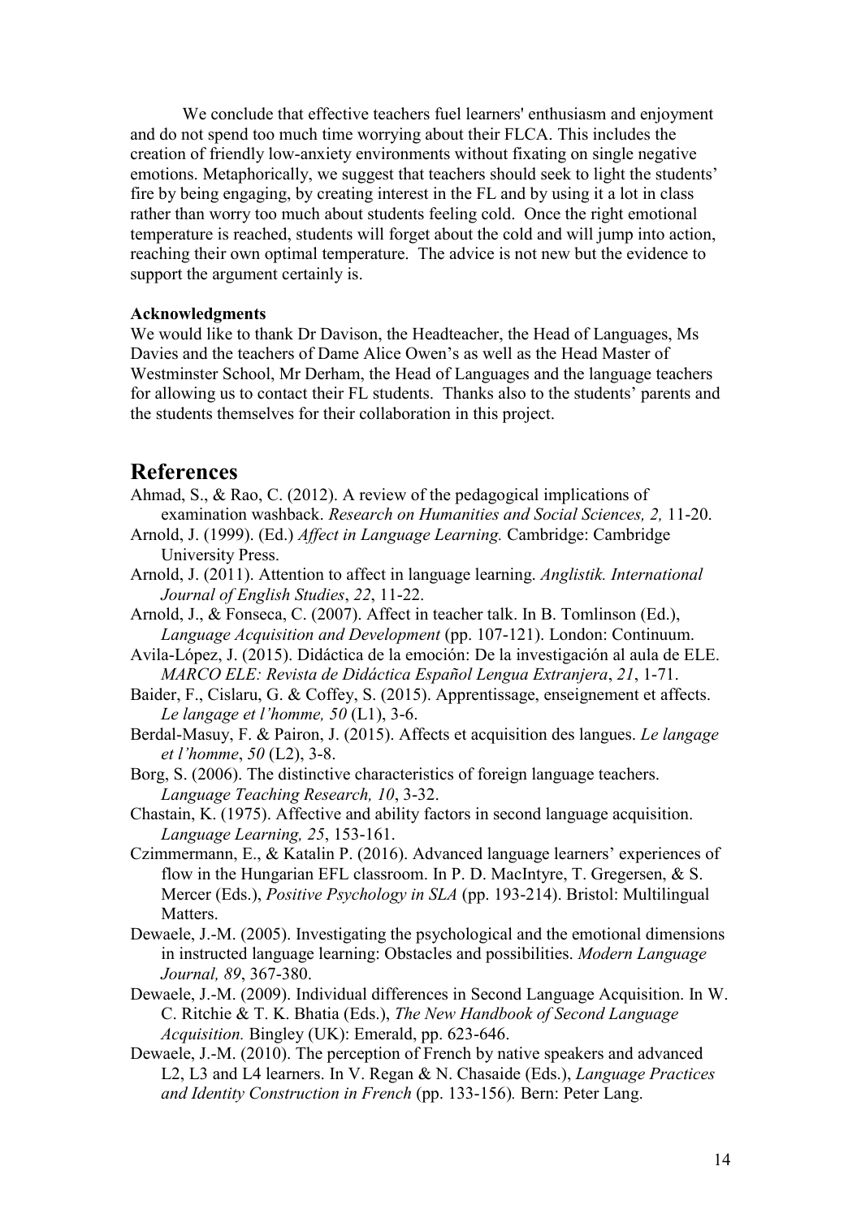We conclude that effective teachers fuel learners' enthusiasm and enjoyment and do not spend too much time worrying about their FLCA. This includes the creation of friendly low-anxiety environments without fixating on single negative emotions. Metaphorically, we suggest that teachers should seek to light the students' fire by being engaging, by creating interest in the FL and by using it a lot in class rather than worry too much about students feeling cold. Once the right emotional temperature is reached, students will forget about the cold and will jump into action, reaching their own optimal temperature. The advice is not new but the evidence to support the argument certainly is.

**Acknowledgments**

We would like to thank Dr Davison, the Headteacher, the Head of Languages, Ms Davies and the teachers of Dame Alice Owen's as well as the Head Master of Westminster School, Mr Derham, the Head of Languages and the language teachers for allowing us to contact their FL students. Thanks also to the students' parents and the students themselves for their collaboration in this project.

# References

Ahmad, S., & Rao, C. (2012). A review of the pedagogical implications of examination washback. *Research on Humanities and Social Sciences, 2,* 11-20.

Arnold, J. (1999). (Ed.) *Affect in Language Learning.* Cambridge: Cambridge University Press.

Arnold, J. (2011). Attention to affect in language learning. *Anglistik. International Journal of English Studies*, *22*, 11-22.

Arnold, J., & Fonseca, C. (2007). Affect in teacher talk. In B. Tomlinson (Ed.), *Language Acquisition and Development* (pp. 107-121). London: Continuum.

Avila-López, J. (2015). Didáctica de la emoción: De la investigación al aula de ELE. *MARCO ELE: Revista de Didáctica Español Lengua Extranjera*, *21*, 1-71.

Baider, F., Cislaru, G. & Coffey, S. (2015). Apprentissage, enseignement et affects. *Le langage et l'homme, 50* (L1), 3-6.

Berdal-Masuy, F. & Pairon, J. (2015). Affects et acquisition des langues. *Le langage et l'homme*, *50* (L2), 3-8.

Borg, S. (2006). The distinctive characteristics of foreign language teachers. *Language Teaching Research, 10*, 3-32.

Chastain, K. (1975). Affective and ability factors in second language acquisition. *Language Learning, 25*, 153-161.

Czimmermann, E., & Katalin P. (2016). Advanced language learners' experiences of flow in the Hungarian EFL classroom. In P. D. MacIntyre, T. Gregersen, & S. Mercer (Eds.), *Positive Psychology in SLA* (pp. 193-214). Bristol: Multilingual Matters.

Dewaele, J.-M. (2005). Investigating the psychological and the emotional dimensions in instructed language learning: Obstacles and possibilities. *Modern Language Journal, 89*, 367-380.

Dewaele, J.-M. (2009). Individual differences in Second Language Acquisition. In W. C. Ritchie & T. K. Bhatia (Eds.), *The New Handbook of Second Language Acquisition.* Bingley (UK): Emerald, pp. 623-646.

Dewaele, J.-M. (2010). The perception of French by native speakers and advanced L2, L3 and L4 learners. In V. Regan & N. Chasaide (Eds.), *Language Practices and Identity Construction in French* (pp. 133-156)*.* Bern: Peter Lang.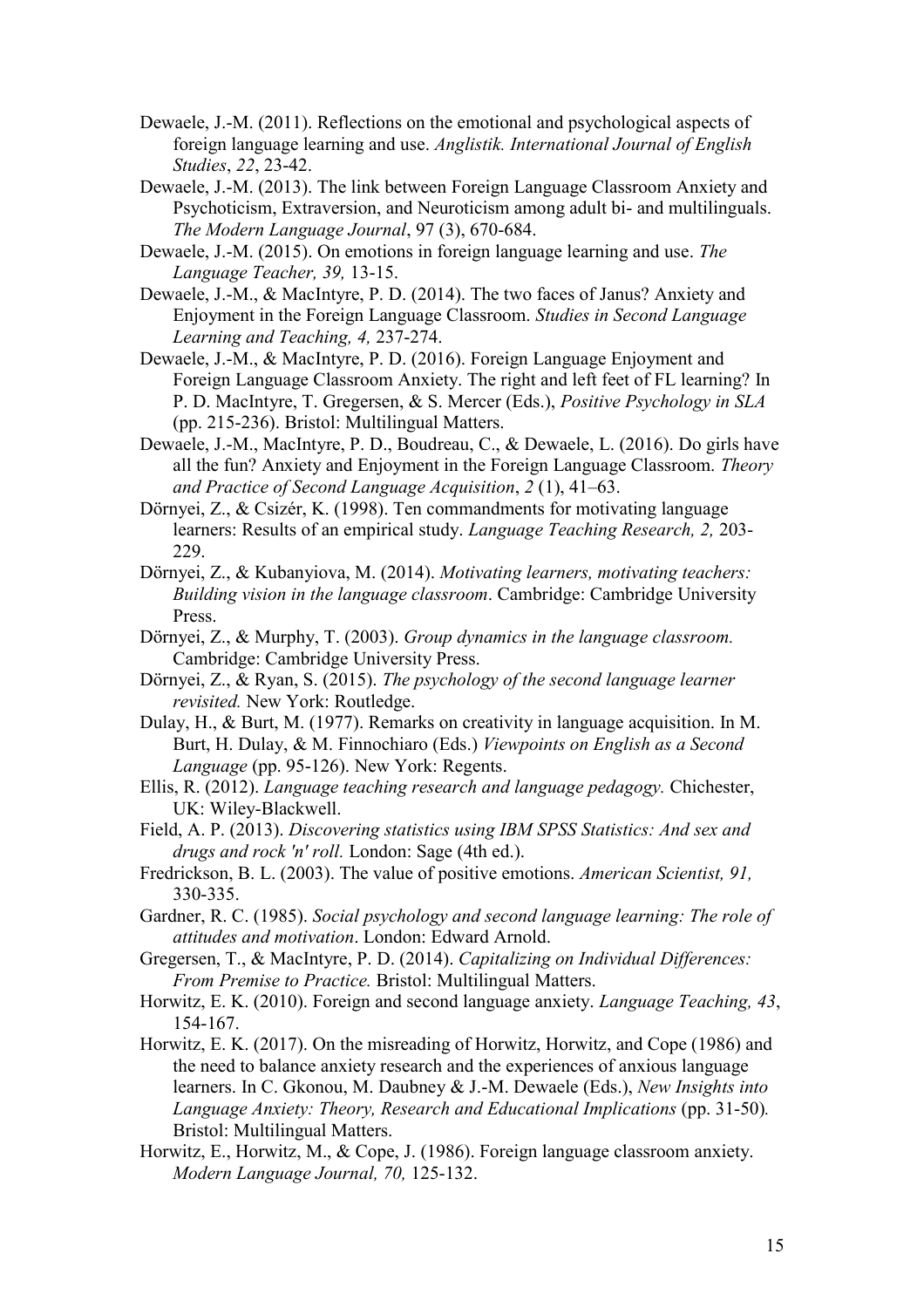Dewaele, J.-M. (2011). Reflections on the emotional and psychological aspects of foreign language learning and use. *Anglistik. International Journal of English Studies*, *22*, 23-42.

Dewaele, J.-M. (2013). The link between Foreign Language Classroom Anxiety and Psychoticism, Extraversion, and Neuroticism among adult bi- and multilinguals. *The Modern Language Journal*, 97 (3), 670-684.

Dewaele, J.-M. (2015). On emotions in foreign language learning and use. *The Language Teacher, 39,* 13-15.

Dewaele, J.-M., & MacIntyre, P. D. (2014). The two faces of Janus? Anxiety and Enjoyment in the Foreign Language Classroom. *Studies in Second Language Learning and Teaching, 4,* 237-274.

Dewaele, J.-M., & MacIntyre, P. D. (2016). Foreign Language Enjoyment and Foreign Language Classroom Anxiety. The right and left feet of FL learning? In P. D. MacIntyre, T. Gregersen, & S. Mercer (Eds.), *Positive Psychology in SLA* (pp. 215-236). Bristol: Multilingual Matters.

Dewaele, J.-M., MacIntyre, P. D., Boudreau, C., & Dewaele, L. (2016). Do girls have all the fun? Anxiety and Enjoyment in the Foreign Language Classroom. *Theory and Practice of Second Language Acquisition*, *2* (1), 41–63.

Dörnyei, Z., & Csizér, K. (1998). Ten commandments for motivating language learners: Results of an empirical study. *Language Teaching Research, 2,* 203-229.

Dörnyei, Z., & Kubanyiova, M. (2014). *Motivating learners, motivating teachers: Building vision in the language classroom*. Cambridge: Cambridge University Press.

Dörnyei, Z., & Murphy, T. (2003). *Group dynamics in the language classroom.* Cambridge: Cambridge University Press.

Dörnyei, Z., & Ryan, S. (2015). *The psychology of the second language learner revisited.* New York: Routledge.

Dulay, H., & Burt, M. (1977). Remarks on creativity in language acquisition. In M. Burt, H. Dulay, & M. Finnochiaro (Eds.) *Viewpoints on English as a Second Language* (pp. 95-126). New York: Regents.

Ellis, R. (2012). *Language teaching research and language pedagogy.* Chichester, UK: Wiley-Blackwell.

Field, A. P. (2013). *Discovering statistics using IBM SPSS Statistics: And sex and drugs and rock 'n' roll.* London: Sage (4th ed.).

Fredrickson, B. L. (2003). The value of positive emotions. *American Scientist, 91,* 330-335.

Gardner, R. C. (1985). *Social psychology and second language learning: The role of attitudes and motivation*. London: Edward Arnold.

Gregersen, T., & MacIntyre, P. D. (2014). *Capitalizing on Individual Differences: From Premise to Practice.* Bristol: Multilingual Matters.

Horwitz, E. K. (2010). Foreign and second language anxiety. *Language Teaching, 43*, 154-167.

Horwitz, E. K. (2017). On the misreading of Horwitz, Horwitz, and Cope (1986) and the need to balance anxiety research and the experiences of anxious language learners. In C. Gkonou, M. Daubney & J.-M. Dewaele (Eds.), *New Insights into Language Anxiety: Theory, Research and Educational Implications* (pp. 31-50)*.* Bristol: Multilingual Matters.

Horwitz, E., Horwitz, M., & Cope, J. (1986). Foreign language classroom anxiety. *Modern Language Journal, 70,* 125-132.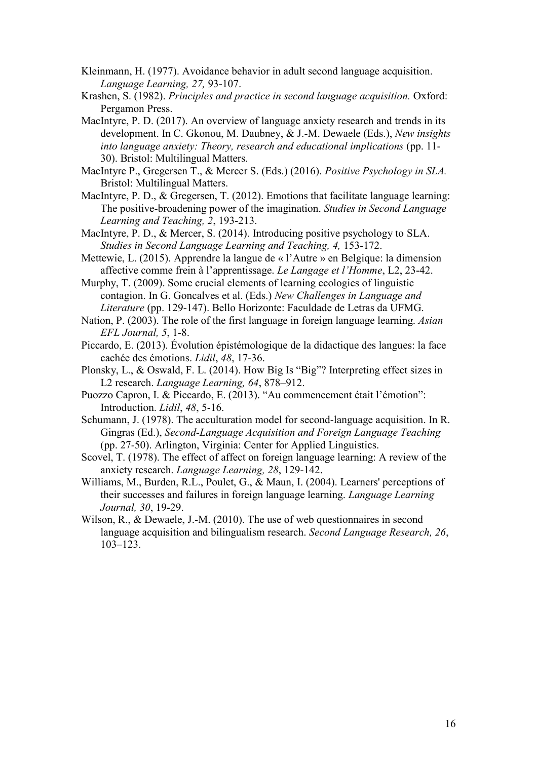Kleinmann, H. (1977). Avoidance behavior in adult second language acquisition. *Language Learning, 27,* 93-107.

Krashen, S. (1982). *Principles and practice in second language acquisition.* Oxford: Pergamon Press.

MacIntyre, P. D. (2017). An overview of language anxiety research and trends in its development. In C. Gkonou, M. Daubney, & J.-M. Dewaele (Eds.), *New insights into language anxiety: Theory, research and educational implications* (pp. 11-30). Bristol: Multilingual Matters.

MacIntyre P., Gregersen T., & Mercer S. (Eds.) (2016). *Positive Psychology in SLA.* Bristol: Multilingual Matters.

MacIntyre, P. D., & Gregersen, T. (2012). Emotions that facilitate language learning: The positive-broadening power of the imagination. *Studies in Second Language Learning and Teaching, 2*, 193-213.

MacIntyre, P. D., & Mercer, S. (2014). Introducing positive psychology to SLA. *Studies in Second Language Learning and Teaching, 4,* 153-172.

Mettewie, L. (2015). Apprendre la langue de « l'Autre » en Belgique: la dimension affective comme frein à l'apprentissage. *Le Langage et l'Homme*, L2, 23-42.

Murphy, T. (2009). Some crucial elements of learning ecologies of linguistic contagion. In G. Goncalves et al. (Eds.) *New Challenges in Language and Literature* (pp. 129-147). Bello Horizonte: Faculdade de Letras da UFMG.

Nation, P. (2003). The role of the first language in foreign language learning. *Asian EFL Journal, 5*, 1-8.

Piccardo, E. (2013). Évolution épistémologique de la didactique des langues: la face cachée des émotions. *Lidil*, *48*, 17-36.

Plonsky, L., & Oswald, F. L. (2014). How Big Is "Big"? Interpreting effect sizes in L2 research. *Language Learning, 64*, 878–912.

Puozzo Capron, I. & Piccardo, E. (2013). "Au commencement était l'émotion": Introduction. *Lidil*, *48*, 5-16.

Schumann, J. (1978). The acculturation model for second-language acquisition. In R. Gingras (Ed.), *Second-Language Acquisition and Foreign Language Teaching* (pp. 27-50). Arlington, Virginia: Center for Applied Linguistics.

Scovel, T. (1978). The effect of affect on foreign language learning: A review of the anxiety research. *Language Learning, 28*, 129-142.

Williams, M., Burden, R.L., Poulet, G., & Maun, I. (2004). Learners' perceptions of their successes and failures in foreign language learning. *Language Learning Journal, 30*, 19-29.

Wilson, R., & Dewaele, J.-M. (2010). The use of web questionnaires in second language acquisition and bilingualism research. *Second Language Research, 26*, 103–123.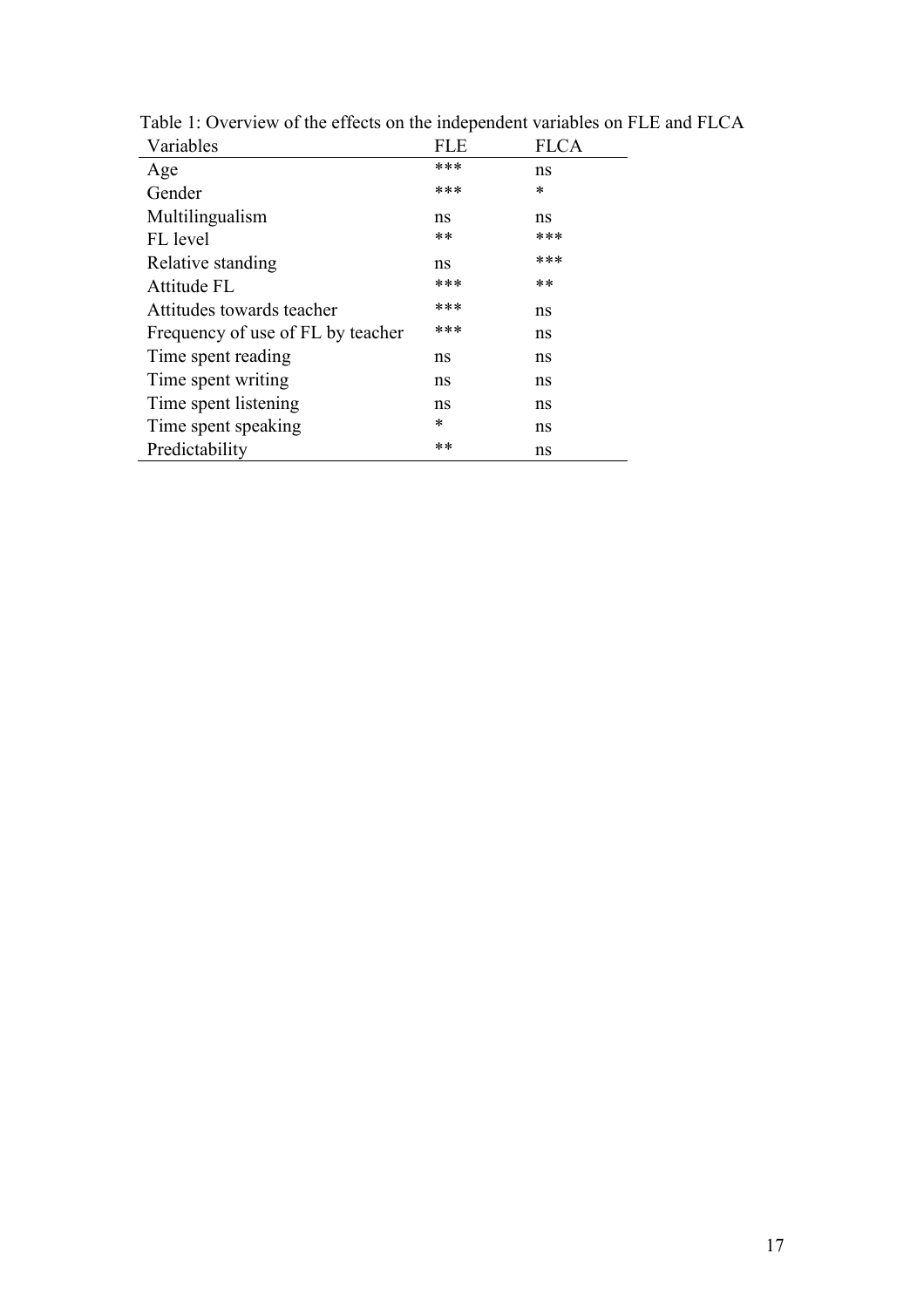Table 1: Overview of the effects on the independent variables on FLE and FLCA

| Variables | FLE | FLCA |
|---|---|---|
| Age | *** | ns |
| Gender | *** | * |
| Multilingualism | ns | ns |
| FL level | ** | *** |
| Relative standing | ns | *** |
| Attitude FL | *** | ** |
| Attitudes towards teacher | *** | ns |
| Frequency of use of FL by teacher | *** | ns |
| Time spent reading | ns | ns |
| Time spent writing | ns | ns |
| Time spent listening | ns | ns |
| Time spent speaking | * | ns |
| Predictability | ** | ns |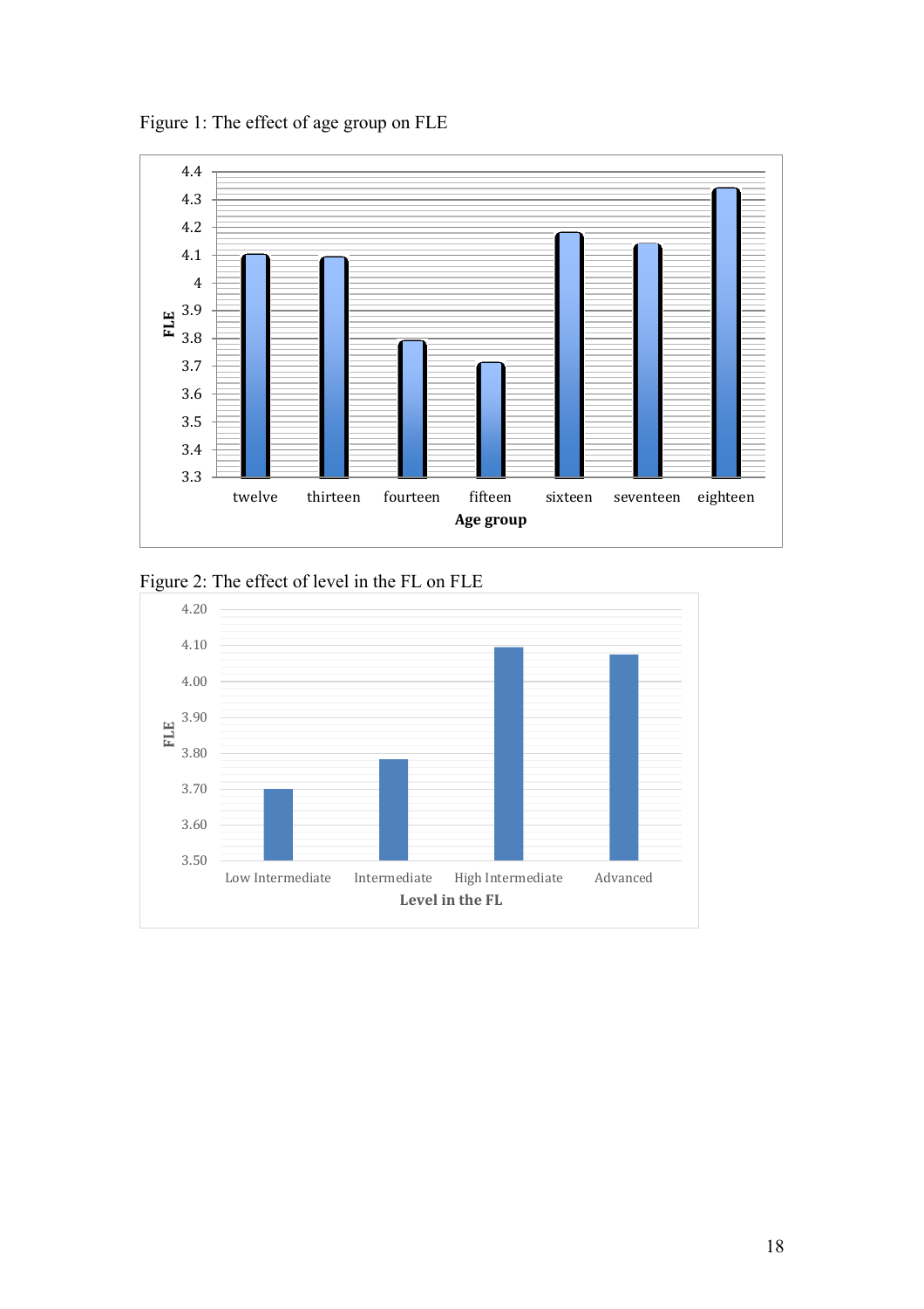Figure 1: The effect of age group on FLE

Figure 2: The effect of level in the FL on FLE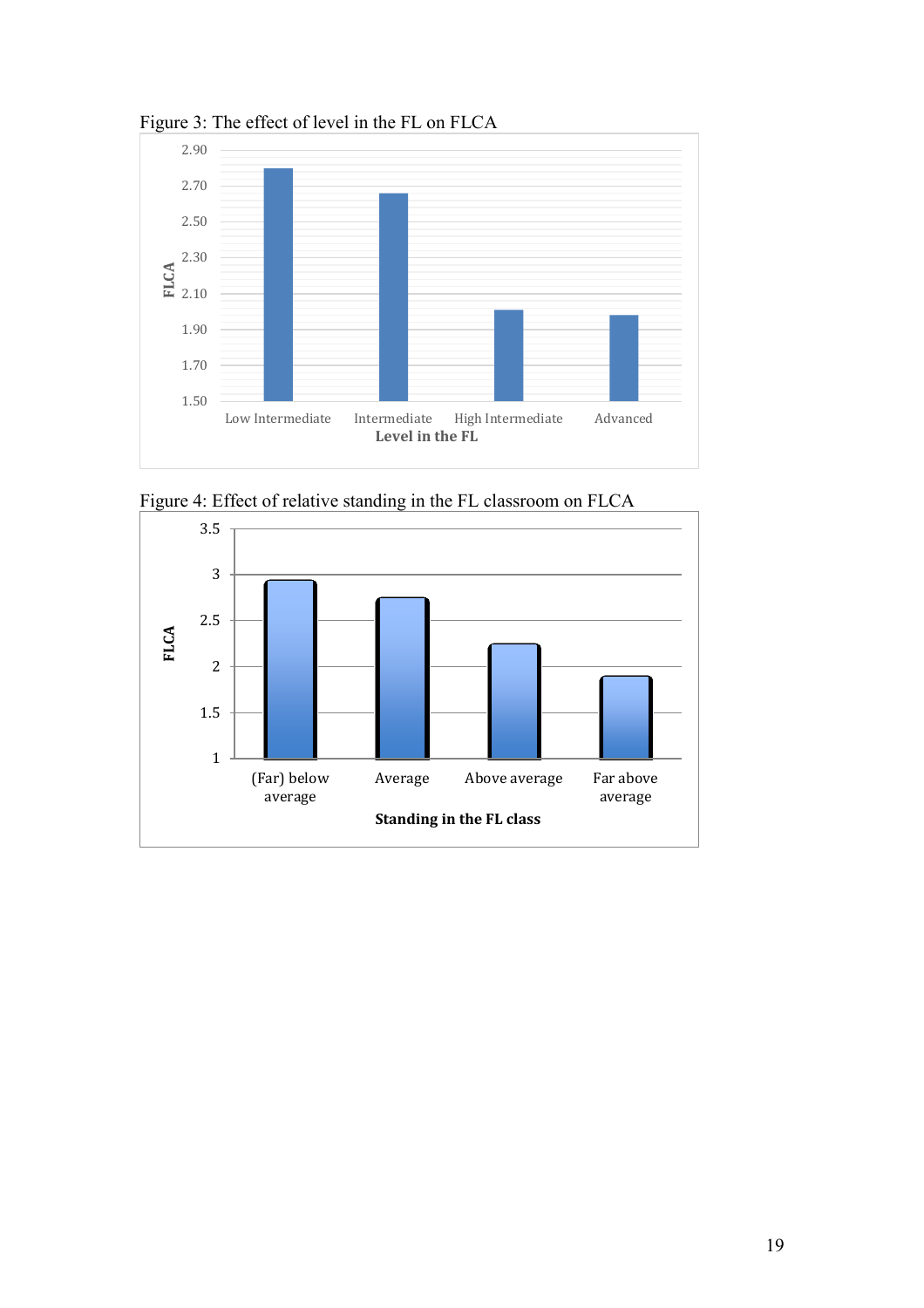Figure 3: The effect of level in the FL on FLCA

Figure 4: Effect of relative standing in the FL classroom on FLCA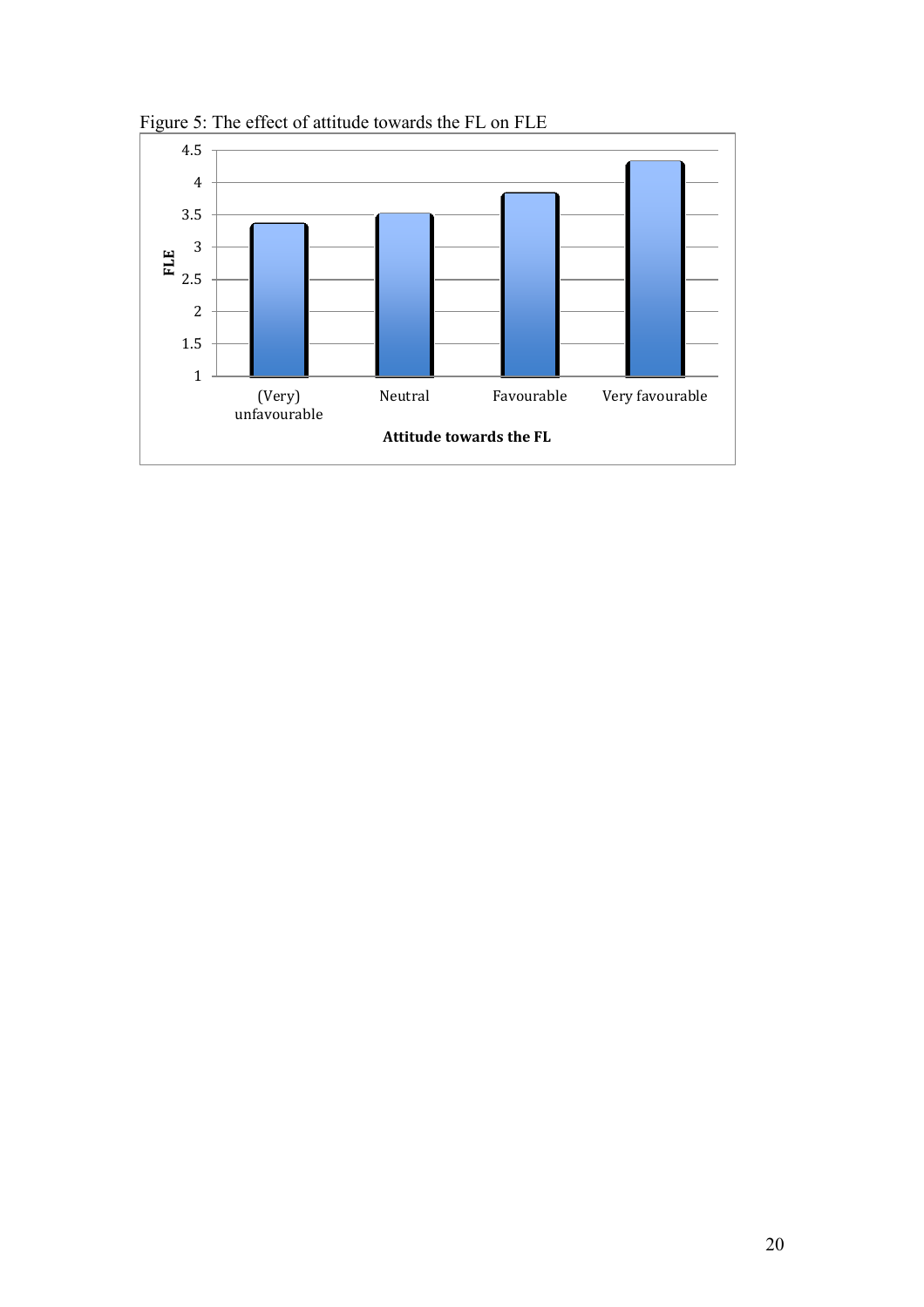Figure 5: The effect of attitude towards the FL on FLE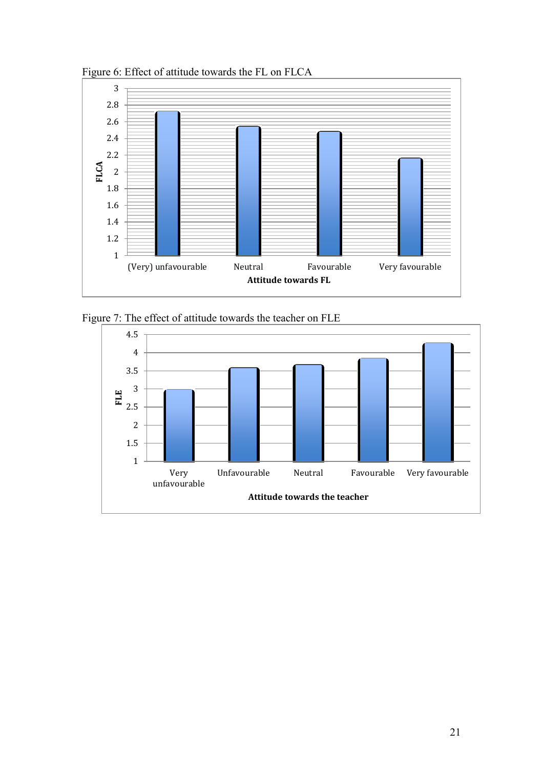Figure 6: Effect of attitude towards the FL on FLCA

Figure 7: The effect of attitude towards the teacher on FLE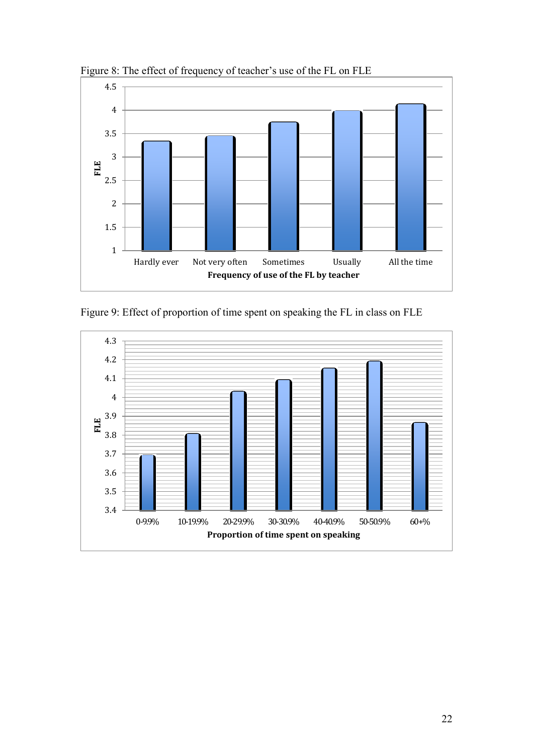Figure 8: The effect of frequency of teacher's use of the FL on FLE

Figure 9: Effect of proportion of time spent on speaking the FL in class on FLE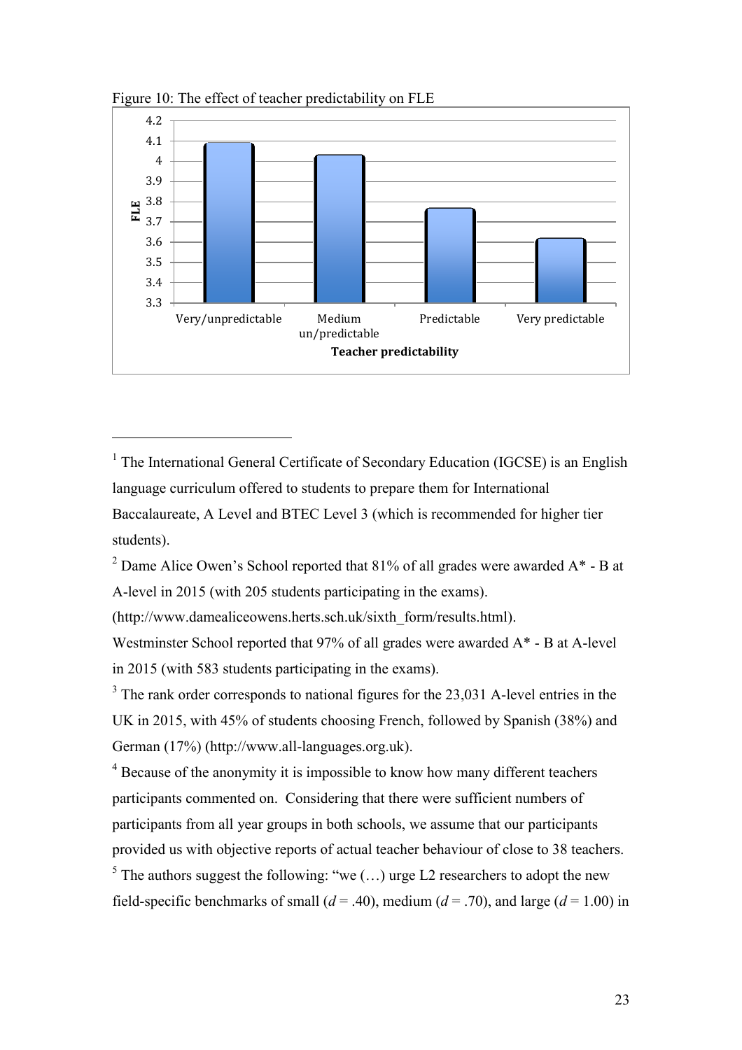Figure 10: The effect of teacher predictability on FLE

| Teacher predictability | FLE |
|---|---|
| Very/unpredictable | 4.09 |
| Medium un/predictable | 4.03 |
| Predictable | 3.77 |
| Very predictable | 3.62 |

[1] The International General Certificate of Secondary Education (IGCSE) is an English language curriculum offered to students to prepare them for International Baccalaureate, A Level and BTEC Level 3 (which is recommended for higher tier students).

[2] Dame Alice Owen's School reported that 81% of all grades were awarded A* - B at A-level in 2015 (with 205 students participating in the exams). (http://www.damealiceowens.herts.sch.uk/sixth_form/results.html). Westminster School reported that 97% of all grades were awarded A* - B at A-level in 2015 (with 583 students participating in the exams).

[3] The rank order corresponds to national figures for the 23,031 A-level entries in the UK in 2015, with 45% of students choosing French, followed by Spanish (38%) and German (17%) (http://www.all-languages.org.uk).

[4] Because of the anonymity it is impossible to know how many different teachers participants commented on. Considering that there were sufficient numbers of participants from all year groups in both schools, we assume that our participants provided us with objective reports of actual teacher behaviour of close to 38 teachers.

[5] The authors suggest the following: "we (…) urge L2 researchers to adopt the new field-specific benchmarks of small ($d$ = .40), medium ($d$ = .70), and large ($d$ = 1.00) in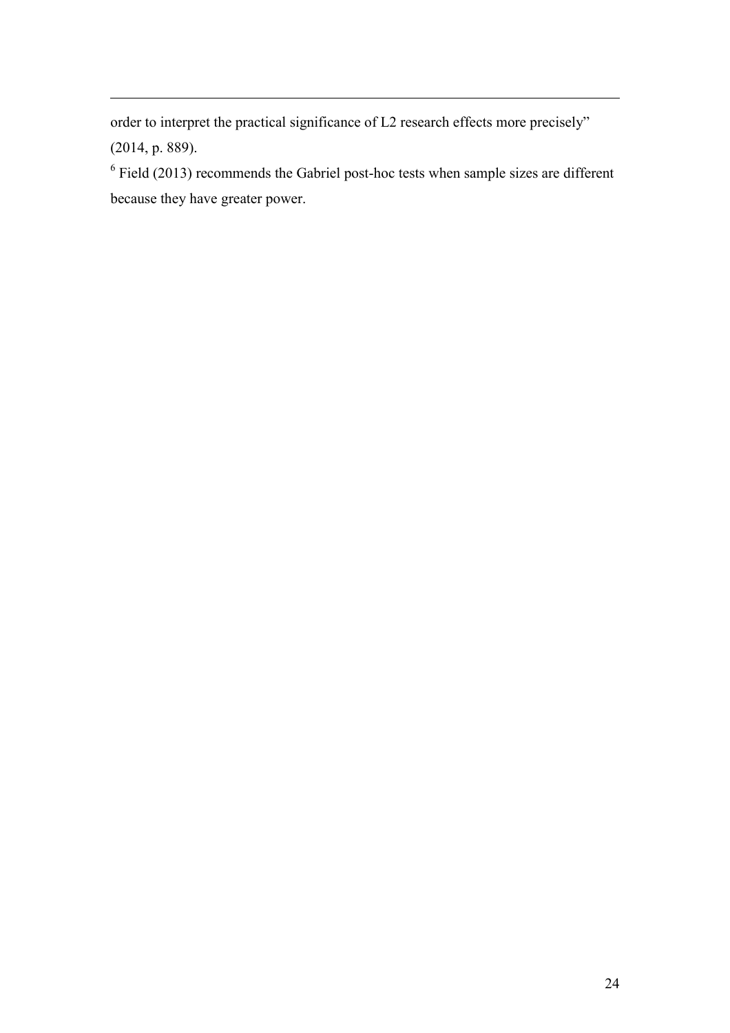order to interpret the practical significance of L2 research effects more precisely" (2014, p. 889).

[6] Field (2013) recommends the Gabriel post-hoc tests when sample sizes are different because they have greater power.